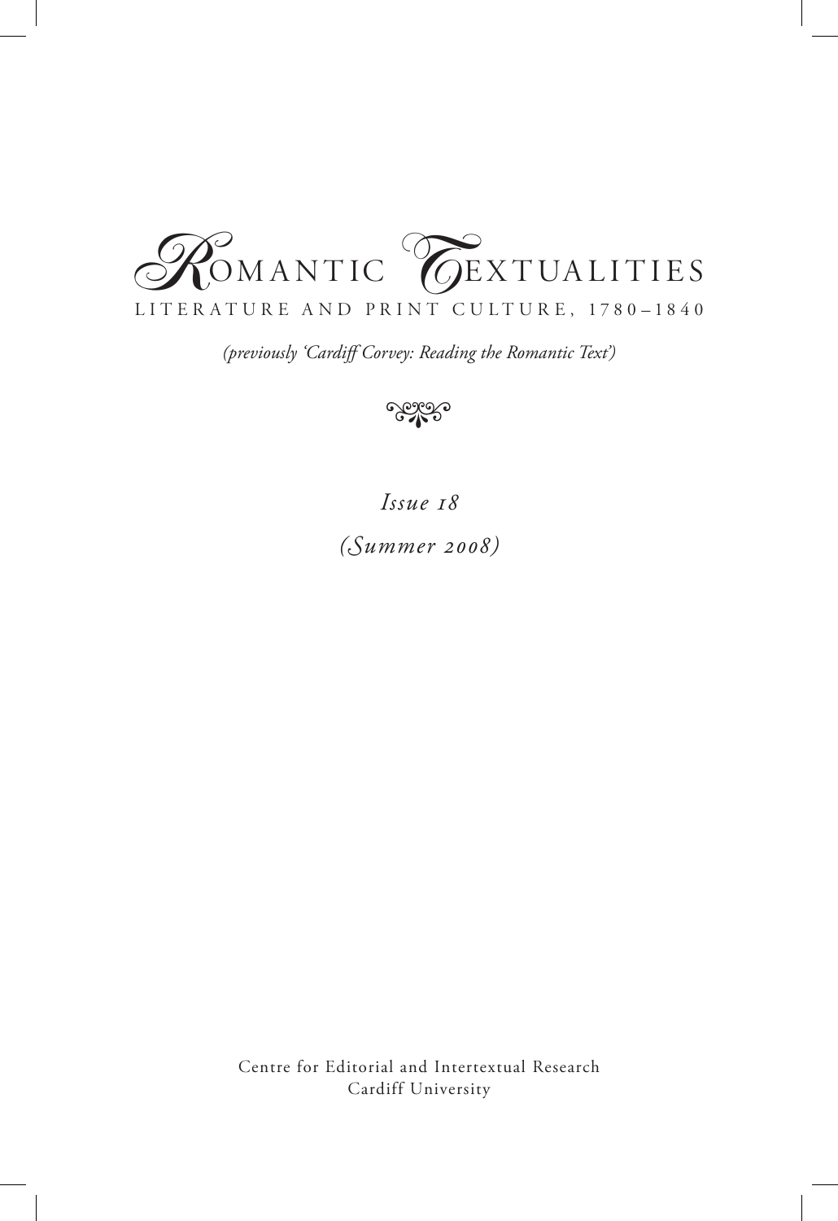# ROMANTIC TEXTUALITIES

LITERATURE AND PRINT CULTURE, 1780–1840

*(previously 'Cardiff Corvey: Reading the Romantic Text')*

*Issue 18*

*(Summer 2008)*

Centre for Editorial and Intertextual Research
Cardiff University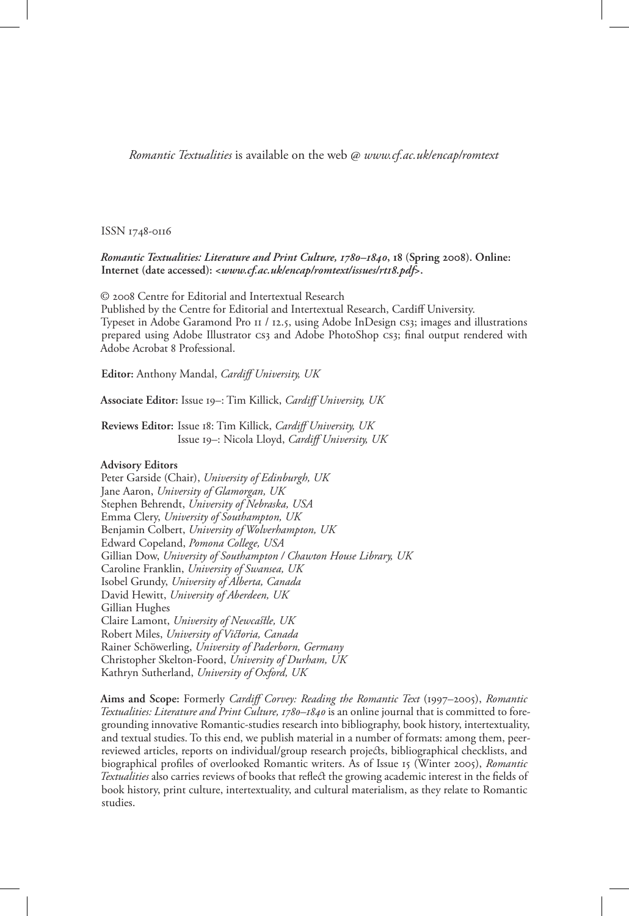*Romantic Textualities* is available on the web @ *www.cf.ac.uk/encap/romtext*

ISSN 1748-0116

***Romantic Textualities: Literature and Print Culture, 1780–1840*, 18 (Spring 2008). Online: Internet (date accessed): <*www.cf.ac.uk/encap/romtext/issues/rt18.pdf*>.**

© 2008 Centre for Editorial and Intertextual Research
Published by the Centre for Editorial and Intertextual Research, Cardiff University.
Typeset in Adobe Garamond Pro 11 / 12.5, using Adobe InDesign cs3; images and illustrations prepared using Adobe Illustrator cs3 and Adobe PhotoShop cs3; final output rendered with Adobe Acrobat 8 Professional.

**Editor:** Anthony Mandal, *Cardiff University, UK*

**Associate Editor:** Issue 19–: Tim Killick, *Cardiff University, UK*

**Reviews Editor:** Issue 18: Tim Killick, *Cardiff University, UK*
Issue 19–: Nicola Lloyd, *Cardiff University, UK*

**Advisory Editors**
Peter Garside (Chair), *University of Edinburgh, UK*
Jane Aaron, *University of Glamorgan, UK*
Stephen Behrendt, *University of Nebraska, USA*
Emma Clery, *University of Southampton, UK*
Benjamin Colbert, *University of Wolverhampton, UK*
Edward Copeland, *Pomona College, USA*
Gillian Dow, *University of Southampton / Chawton House Library, UK*
Caroline Franklin, *University of Swansea, UK*
Isobel Grundy, *University of Alberta, Canada*
David Hewitt, *University of Aberdeen, UK*
Gillian Hughes
Claire Lamont, *University of Newcastle, UK*
Robert Miles, *University of Victoria, Canada*
Rainer Schöwerling, *University of Paderborn, Germany*
Christopher Skelton-Foord, *University of Durham, UK*
Kathryn Sutherland, *University of Oxford, UK*

**Aims and Scope:** Formerly *Cardiff Corvey: Reading the Romantic Text* (1997–2005), *Romantic Textualities: Literature and Print Culture, 1780–1840* is an online journal that is committed to foregrounding innovative Romantic-studies research into bibliography, book history, intertextuality, and textual studies. To this end, we publish material in a number of formats: among them, peer-reviewed articles, reports on individual/group research projects, bibliographical checklists, and biographical profiles of overlooked Romantic writers. As of Issue 15 (Winter 2005), *Romantic Textualities* also carries reviews of books that reflect the growing academic interest in the fields of book history, print culture, intertextuality, and cultural materialism, as they relate to Romantic studies.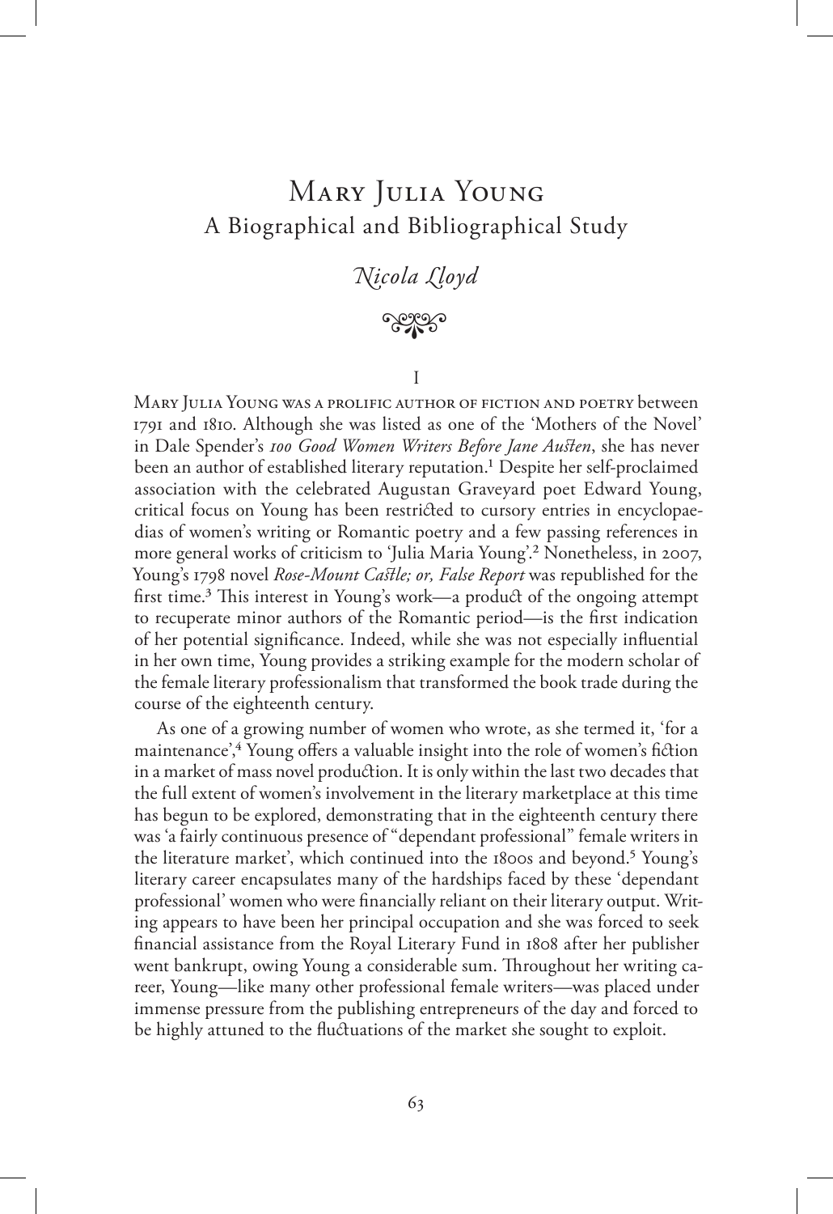# Mary Julia Young

## A Biographical and Bibliographical Study

*Nicola Lloyd*

### I

Mary Julia Young was a prolific author of fiction and poetry between 1791 and 1810. Although she was listed as one of the 'Mothers of the Novel' in Dale Spender's *100 Good Women Writers Before Jane Austen*, she has never been an author of established literary reputation.[1] Despite her self-proclaimed association with the celebrated Augustan Graveyard poet Edward Young, critical focus on Young has been restricted to cursory entries in encyclopaedias of women's writing or Romantic poetry and a few passing references in more general works of criticism to 'Julia Maria Young'.[2] Nonetheless, in 2007, Young's 1798 novel *Rose-Mount Castle; or, False Report* was republished for the first time.[3] This interest in Young's work—a product of the ongoing attempt to recuperate minor authors of the Romantic period—is the first indication of her potential significance. Indeed, while she was not especially influential in her own time, Young provides a striking example for the modern scholar of the female literary professionalism that transformed the book trade during the course of the eighteenth century.

As one of a growing number of women who wrote, as she termed it, 'for a maintenance',[4] Young offers a valuable insight into the role of women's fiction in a market of mass novel production. It is only within the last two decades that the full extent of women's involvement in the literary marketplace at this time has begun to be explored, demonstrating that in the eighteenth century there was 'a fairly continuous presence of "dependant professional" female writers in the literature market', which continued into the 1800s and beyond.[5] Young's literary career encapsulates many of the hardships faced by these 'dependant professional' women who were financially reliant on their literary output. Writing appears to have been her principal occupation and she was forced to seek financial assistance from the Royal Literary Fund in 1808 after her publisher went bankrupt, owing Young a considerable sum. Throughout her writing career, Young—like many other professional female writers—was placed under immense pressure from the publishing entrepreneurs of the day and forced to be highly attuned to the fluctuations of the market she sought to exploit.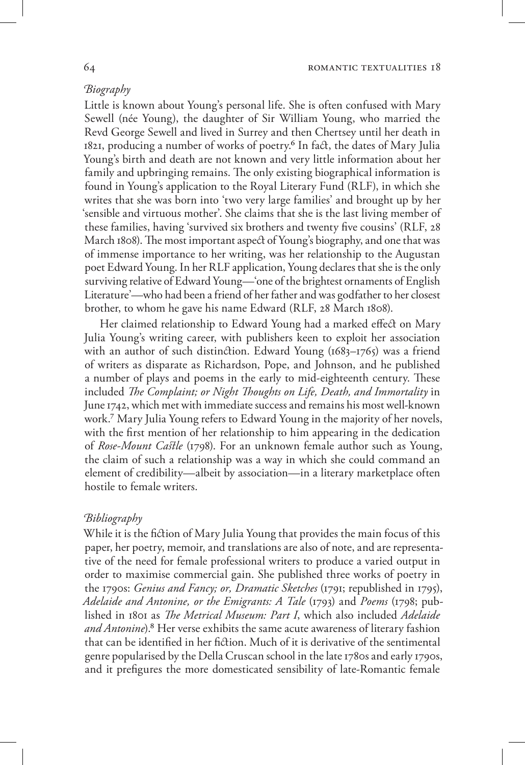### *Biography*

Little is known about Young's personal life. She is often confused with Mary Sewell (née Young), the daughter of Sir William Young, who married the Revd George Sewell and lived in Surrey and then Chertsey until her death in 1821, producing a number of works of poetry.[6] In fact, the dates of Mary Julia Young's birth and death are not known and very little information about her family and upbringing remains. The only existing biographical information is found in Young's application to the Royal Literary Fund (RLF), in which she writes that she was born into 'two very large families' and brought up by her 'sensible and virtuous mother'. She claims that she is the last living member of these families, having 'survived six brothers and twenty five cousins' (RLF, 28 March 1808). The most important aspect of Young's biography, and one that was of immense importance to her writing, was her relationship to the Augustan poet Edward Young. In her RLF application, Young declares that she is the only surviving relative of Edward Young—'one of the brightest ornaments of English Literature'—who had been a friend of her father and was godfather to her closest brother, to whom he gave his name Edward (RLF, 28 March 1808).

Her claimed relationship to Edward Young had a marked effect on Mary Julia Young's writing career, with publishers keen to exploit her association with an author of such distinction. Edward Young (1683–1765) was a friend of writers as disparate as Richardson, Pope, and Johnson, and he published a number of plays and poems in the early to mid-eighteenth century. These included *The Complaint; or Night Thoughts on Life, Death, and Immortality* in June 1742, which met with immediate success and remains his most well-known work.[7] Mary Julia Young refers to Edward Young in the majority of her novels, with the first mention of her relationship to him appearing in the dedication of *Rose-Mount Castle* (1798). For an unknown female author such as Young, the claim of such a relationship was a way in which she could command an element of credibility—albeit by association—in a literary marketplace often hostile to female writers.

### *Bibliography*

While it is the fiction of Mary Julia Young that provides the main focus of this paper, her poetry, memoir, and translations are also of note, and are representative of the need for female professional writers to produce a varied output in order to maximise commercial gain. She published three works of poetry in the 1790s: *Genius and Fancy; or, Dramatic Sketches* (1791; republished in 1795), *Adelaide and Antonine, or the Emigrants: A Tale* (1793) and *Poems* (1798; published in 1801 as *The Metrical Museum: Part I*, which also included *Adelaide and Antonine*).[8] Her verse exhibits the same acute awareness of literary fashion that can be identified in her fiction. Much of it is derivative of the sentimental genre popularised by the Della Cruscan school in the late 1780s and early 1790s, and it prefigures the more domesticated sensibility of late-Romantic female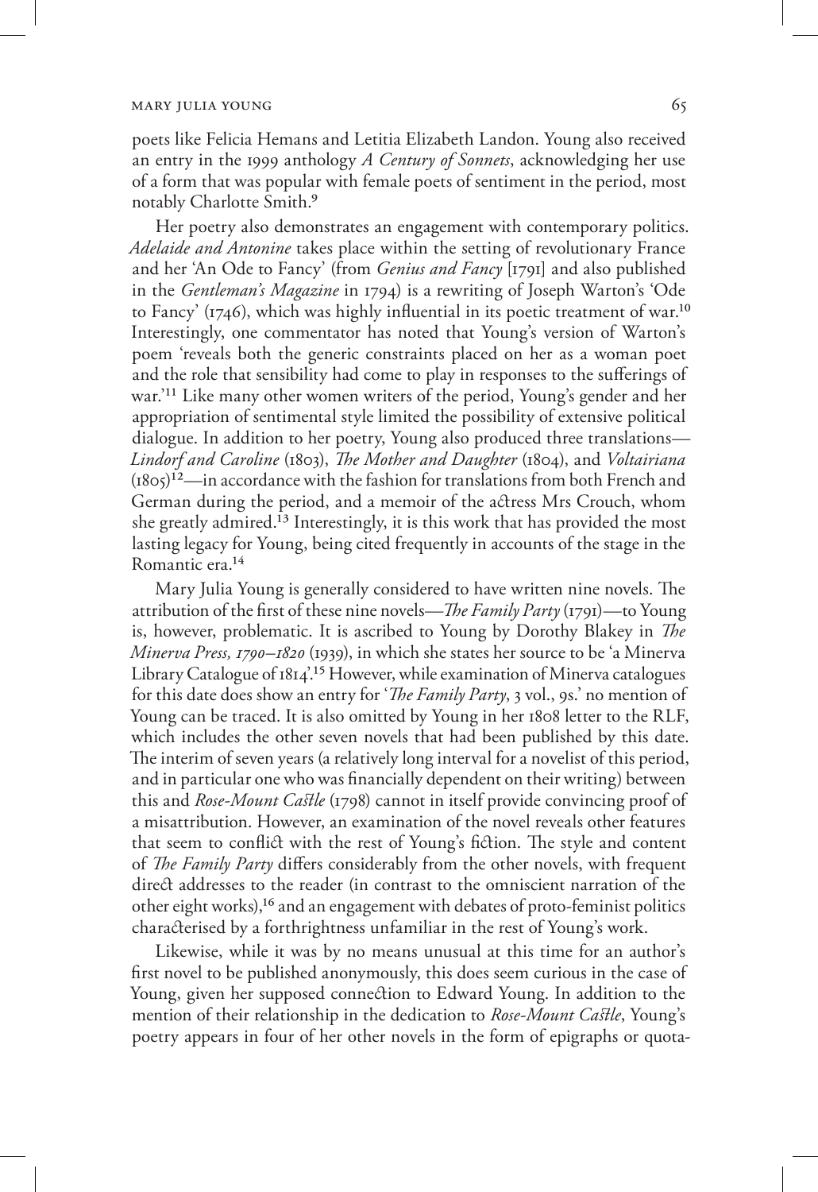poets like Felicia Hemans and Letitia Elizabeth Landon. Young also received an entry in the 1999 anthology *A Century of Sonnets*, acknowledging her use of a form that was popular with female poets of sentiment in the period, most notably Charlotte Smith.[9]

Her poetry also demonstrates an engagement with contemporary politics. *Adelaide and Antonine* takes place within the setting of revolutionary France and her 'An Ode to Fancy' (from *Genius and Fancy* [1791] and also published in the *Gentleman's Magazine* in 1794) is a rewriting of Joseph Warton's 'Ode to Fancy' (1746), which was highly influential in its poetic treatment of war.[10] Interestingly, one commentator has noted that Young's version of Warton's poem 'reveals both the generic constraints placed on her as a woman poet and the role that sensibility had come to play in responses to the sufferings of war.'[11] Like many other women writers of the period, Young's gender and her appropriation of sentimental style limited the possibility of extensive political dialogue. In addition to her poetry, Young also produced three translations—*Lindorf and Caroline* (1803), *The Mother and Daughter* (1804), and *Voltairiana* (1805)[12]—in accordance with the fashion for translations from both French and German during the period, and a memoir of the actress Mrs Crouch, whom she greatly admired.[13] Interestingly, it is this work that has provided the most lasting legacy for Young, being cited frequently in accounts of the stage in the Romantic era.[14]

Mary Julia Young is generally considered to have written nine novels. The attribution of the first of these nine novels—*The Family Party* (1791)—to Young is, however, problematic. It is ascribed to Young by Dorothy Blakey in *The Minerva Press, 1790–1820* (1939), in which she states her source to be 'a Minerva Library Catalogue of 1814'.[15] However, while examination of Minerva catalogues for this date does show an entry for '*The Family Party*, 3 vol., 9s.' no mention of Young can be traced. It is also omitted by Young in her 1808 letter to the RLF, which includes the other seven novels that had been published by this date. The interim of seven years (a relatively long interval for a novelist of this period, and in particular one who was financially dependent on their writing) between this and *Rose-Mount Castle* (1798) cannot in itself provide convincing proof of a misattribution. However, an examination of the novel reveals other features that seem to conflict with the rest of Young's fiction. The style and content of *The Family Party* differs considerably from the other novels, with frequent direct addresses to the reader (in contrast to the omniscient narration of the other eight works),[16] and an engagement with debates of proto-feminist politics characterised by a forthrightness unfamiliar in the rest of Young's work.

Likewise, while it was by no means unusual at this time for an author's first novel to be published anonymously, this does seem curious in the case of Young, given her supposed connection to Edward Young. In addition to the mention of their relationship in the dedication to *Rose-Mount Castle*, Young's poetry appears in four of her other novels in the form of epigraphs or quota-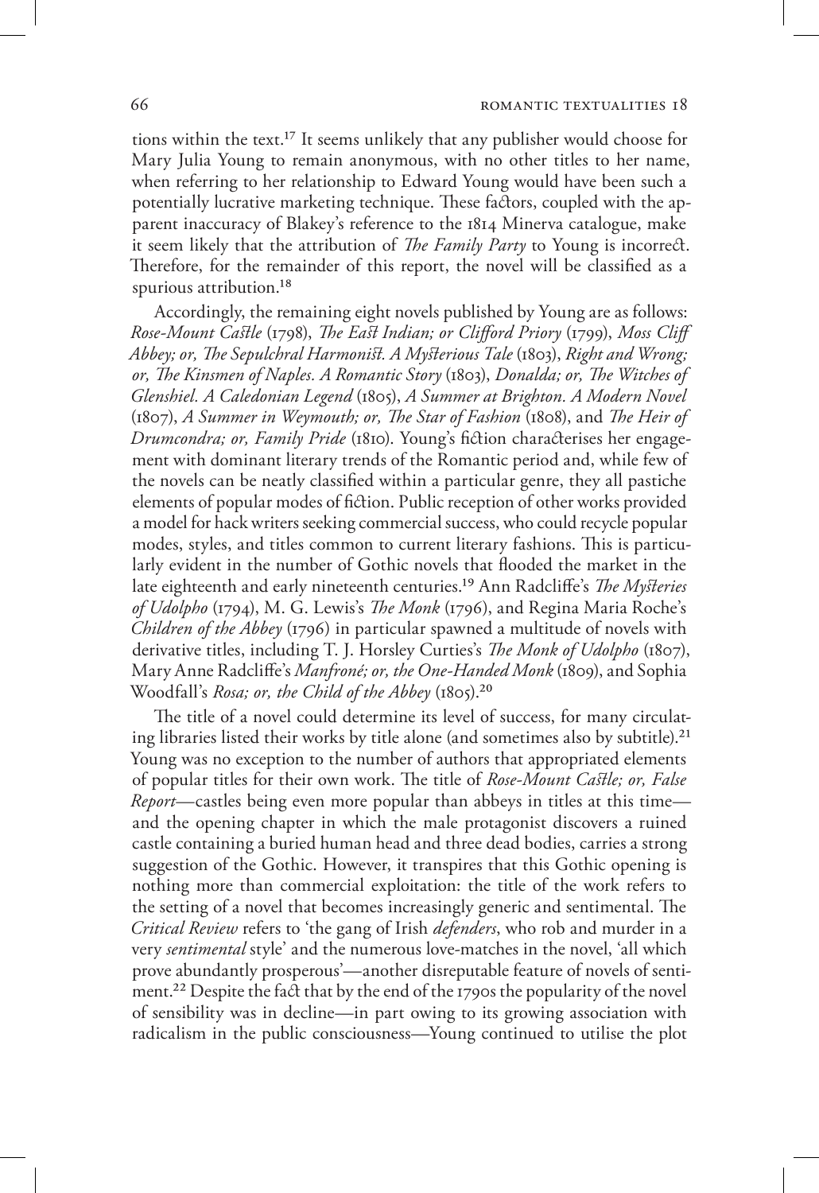tions within the text.[17] It seems unlikely that any publisher would choose for Mary Julia Young to remain anonymous, with no other titles to her name, when referring to her relationship to Edward Young would have been such a potentially lucrative marketing technique. These factors, coupled with the apparent inaccuracy of Blakey's reference to the 1814 Minerva catalogue, make it seem likely that the attribution of *The Family Party* to Young is incorrect. Therefore, for the remainder of this report, the novel will be classified as a spurious attribution.[18]

Accordingly, the remaining eight novels published by Young are as follows: *Rose-Mount Castle* (1798), *The East Indian; or Clifford Priory* (1799), *Moss Cliff Abbey; or, The Sepulchral Harmonist. A Mysterious Tale* (1803), *Right and Wrong; or, The Kinsmen of Naples. A Romantic Story* (1803), *Donalda; or, The Witches of Glenshiel. A Caledonian Legend* (1805), *A Summer at Brighton. A Modern Novel* (1807), *A Summer in Weymouth; or, The Star of Fashion* (1808), and *The Heir of Drumcondra; or, Family Pride* (1810). Young's fiction characterises her engagement with dominant literary trends of the Romantic period and, while few of the novels can be neatly classified within a particular genre, they all pastiche elements of popular modes of fiction. Public reception of other works provided a model for hack writers seeking commercial success, who could recycle popular modes, styles, and titles common to current literary fashions. This is particularly evident in the number of Gothic novels that flooded the market in the late eighteenth and early nineteenth centuries.[19] Ann Radcliffe's *The Mysteries of Udolpho* (1794), M. G. Lewis's *The Monk* (1796), and Regina Maria Roche's *Children of the Abbey* (1796) in particular spawned a multitude of novels with derivative titles, including T. J. Horsley Curties's *The Monk of Udolpho* (1807), Mary Anne Radcliffe's *Manfroné; or, the One-Handed Monk* (1809), and Sophia Woodfall's *Rosa; or, the Child of the Abbey* (1805).[20]

The title of a novel could determine its level of success, for many circulating libraries listed their works by title alone (and sometimes also by subtitle).[21] Young was no exception to the number of authors that appropriated elements of popular titles for their own work. The title of *Rose-Mount Castle; or, False Report*—castles being even more popular than abbeys in titles at this time—and the opening chapter in which the male protagonist discovers a ruined castle containing a buried human head and three dead bodies, carries a strong suggestion of the Gothic. However, it transpires that this Gothic opening is nothing more than commercial exploitation: the title of the work refers to the setting of a novel that becomes increasingly generic and sentimental. The *Critical Review* refers to 'the gang of Irish *defenders*, who rob and murder in a very *sentimental* style' and the numerous love-matches in the novel, 'all which prove abundantly prosperous'—another disreputable feature of novels of sentiment.[22] Despite the fact that by the end of the 1790s the popularity of the novel of sensibility was in decline—in part owing to its growing association with radicalism in the public consciousness—Young continued to utilise the plot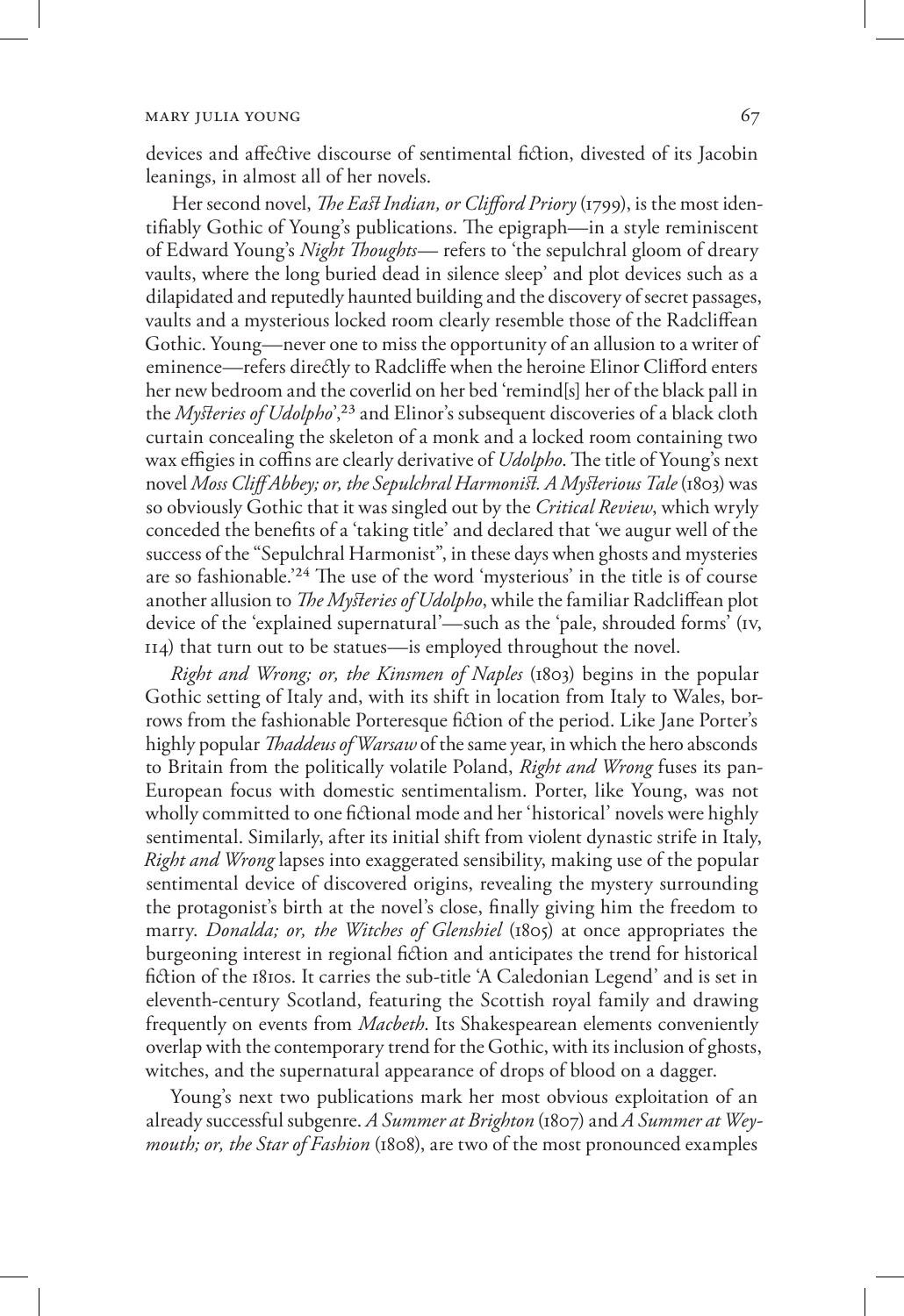devices and affective discourse of sentimental fiction, divested of its Jacobin leanings, in almost all of her novels.

Her second novel, *The East Indian, or Clifford Priory* (1799), is the most identifiably Gothic of Young's publications. The epigraph—in a style reminiscent of Edward Young's *Night Thoughts*— refers to 'the sepulchral gloom of dreary vaults, where the long buried dead in silence sleep' and plot devices such as a dilapidated and reputedly haunted building and the discovery of secret passages, vaults and a mysterious locked room clearly resemble those of the Radcliffean Gothic. Young—never one to miss the opportunity of an allusion to a writer of eminence—refers directly to Radcliffe when the heroine Elinor Clifford enters her new bedroom and the coverlid on her bed 'remind[s] her of the black pall in the *Mysteries of Udolpho*',[23] and Elinor's subsequent discoveries of a black cloth curtain concealing the skeleton of a monk and a locked room containing two wax effigies in coffins are clearly derivative of *Udolpho*. The title of Young's next novel *Moss Cliff Abbey; or, the Sepulchral Harmonist. A Mysterious Tale* (1803) was so obviously Gothic that it was singled out by the *Critical Review*, which wryly conceded the benefits of a 'taking title' and declared that 'we augur well of the success of the "Sepulchral Harmonist", in these days when ghosts and mysteries are so fashionable.'[24] The use of the word 'mysterious' in the title is of course another allusion to *The Mysteries of Udolpho*, while the familiar Radcliffean plot device of the 'explained supernatural'—such as the 'pale, shrouded forms' (IV, 114) that turn out to be statues—is employed throughout the novel.

*Right and Wrong; or, the Kinsmen of Naples* (1803) begins in the popular Gothic setting of Italy and, with its shift in location from Italy to Wales, borrows from the fashionable Porteresque fiction of the period. Like Jane Porter's highly popular *Thaddeus of Warsaw* of the same year, in which the hero absconds to Britain from the politically volatile Poland, *Right and Wrong* fuses its pan-European focus with domestic sentimentalism. Porter, like Young, was not wholly committed to one fictional mode and her 'historical' novels were highly sentimental. Similarly, after its initial shift from violent dynastic strife in Italy, *Right and Wrong* lapses into exaggerated sensibility, making use of the popular sentimental device of discovered origins, revealing the mystery surrounding the protagonist's birth at the novel's close, finally giving him the freedom to marry. *Donalda; or, the Witches of Glenshiel* (1805) at once appropriates the burgeoning interest in regional fiction and anticipates the trend for historical fiction of the 1810s. It carries the sub-title 'A Caledonian Legend' and is set in eleventh-century Scotland, featuring the Scottish royal family and drawing frequently on events from *Macbeth*. Its Shakespearean elements conveniently overlap with the contemporary trend for the Gothic, with its inclusion of ghosts, witches, and the supernatural appearance of drops of blood on a dagger.

Young's next two publications mark her most obvious exploitation of an already successful subgenre. *A Summer at Brighton* (1807) and *A Summer at Weymouth; or, the Star of Fashion* (1808), are two of the most pronounced examples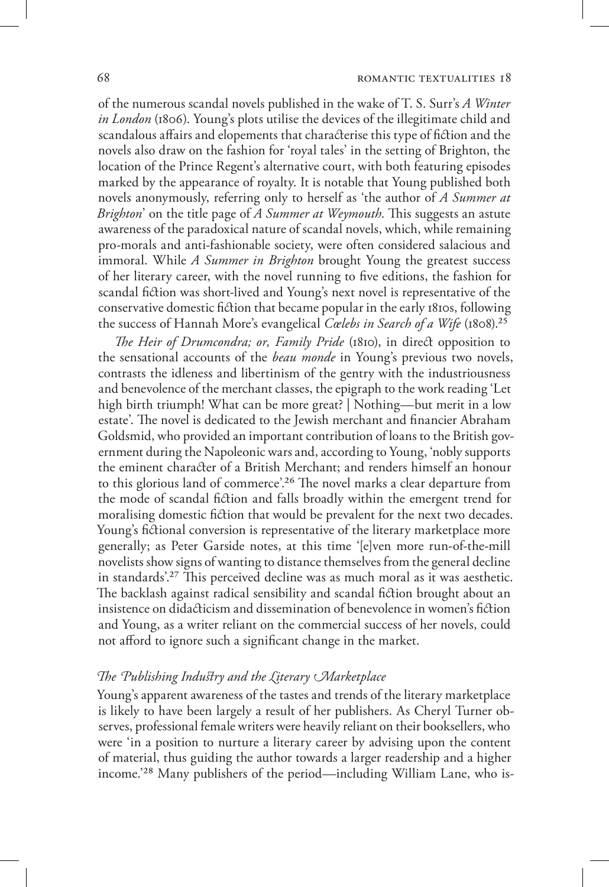of the numerous scandal novels published in the wake of T. S. Surr's *A Winter in London* (1806). Young's plots utilise the devices of the illegitimate child and scandalous affairs and elopements that characterise this type of fiction and the novels also draw on the fashion for 'royal tales' in the setting of Brighton, the location of the Prince Regent's alternative court, with both featuring episodes marked by the appearance of royalty. It is notable that Young published both novels anonymously, referring only to herself as 'the author of *A Summer at Brighton*' on the title page of *A Summer at Weymouth*. This suggests an astute awareness of the paradoxical nature of scandal novels, which, while remaining pro-morals and anti-fashionable society, were often considered salacious and immoral. While *A Summer in Brighton* brought Young the greatest success of her literary career, with the novel running to five editions, the fashion for scandal fiction was short-lived and Young's next novel is representative of the conservative domestic fiction that became popular in the early 1810s, following the success of Hannah More's evangelical *Cœlebs in Search of a Wife* (1808).[25]

*The Heir of Drumcondra; or, Family Pride* (1810), in direct opposition to the sensational accounts of the *beau monde* in Young's previous two novels, contrasts the idleness and libertinism of the gentry with the industriousness and benevolence of the merchant classes, the epigraph to the work reading 'Let high birth triumph! What can be more great? | Nothing—but merit in a low estate'. The novel is dedicated to the Jewish merchant and financier Abraham Goldsmid, who provided an important contribution of loans to the British government during the Napoleonic wars and, according to Young, 'nobly supports the eminent character of a British Merchant; and renders himself an honour to this glorious land of commerce'.[26] The novel marks a clear departure from the mode of scandal fiction and falls broadly within the emergent trend for moralising domestic fiction that would be prevalent for the next two decades. Young's fictional conversion is representative of the literary marketplace more generally; as Peter Garside notes, at this time '[e]ven more run-of-the-mill novelists show signs of wanting to distance themselves from the general decline in standards'.[27] This perceived decline was as much moral as it was aesthetic. The backlash against radical sensibility and scandal fiction brought about an insistence on didacticism and dissemination of benevolence in women's fiction and Young, as a writer reliant on the commercial success of her novels, could not afford to ignore such a significant change in the market.

### *The Publishing Industry and the Literary Marketplace*

Young's apparent awareness of the tastes and trends of the literary marketplace is likely to have been largely a result of her publishers. As Cheryl Turner observes, professional female writers were heavily reliant on their booksellers, who were 'in a position to nurture a literary career by advising upon the content of material, thus guiding the author towards a larger readership and a higher income.'[28] Many publishers of the period—including William Lane, who is-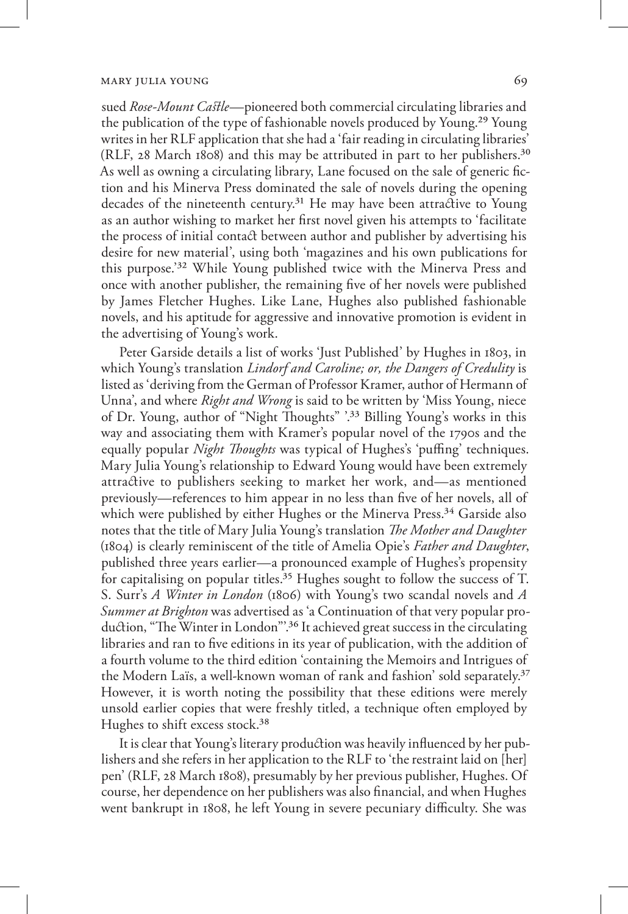sued *Rose-Mount Castle*—pioneered both commercial circulating libraries and the publication of the type of fashionable novels produced by Young.[29] Young writes in her RLF application that she had a 'fair reading in circulating libraries' (RLF, 28 March 1808) and this may be attributed in part to her publishers.[30] As well as owning a circulating library, Lane focused on the sale of generic fiction and his Minerva Press dominated the sale of novels during the opening decades of the nineteenth century.[31] He may have been attractive to Young as an author wishing to market her first novel given his attempts to 'facilitate the process of initial contact between author and publisher by advertising his desire for new material', using both 'magazines and his own publications for this purpose.'[32] While Young published twice with the Minerva Press and once with another publisher, the remaining five of her novels were published by James Fletcher Hughes. Like Lane, Hughes also published fashionable novels, and his aptitude for aggressive and innovative promotion is evident in the advertising of Young's work.

Peter Garside details a list of works 'Just Published' by Hughes in 1803, in which Young's translation *Lindorf and Caroline; or, the Dangers of Credulity* is listed as 'deriving from the German of Professor Kramer, author of Hermann of Unna', and where *Right and Wrong* is said to be written by 'Miss Young, niece of Dr. Young, author of "Night Thoughts" '.[33] Billing Young's works in this way and associating them with Kramer's popular novel of the 1790s and the equally popular *Night Thoughts* was typical of Hughes's 'puffing' techniques. Mary Julia Young's relationship to Edward Young would have been extremely attractive to publishers seeking to market her work, and—as mentioned previously—references to him appear in no less than five of her novels, all of which were published by either Hughes or the Minerva Press.[34] Garside also notes that the title of Mary Julia Young's translation *The Mother and Daughter* (1804) is clearly reminiscent of the title of Amelia Opie's *Father and Daughter*, published three years earlier—a pronounced example of Hughes's propensity for capitalising on popular titles.[35] Hughes sought to follow the success of T. S. Surr's *A Winter in London* (1806) with Young's two scandal novels and *A Summer at Brighton* was advertised as 'a Continuation of that very popular production, "The Winter in London"'.[36] It achieved great success in the circulating libraries and ran to five editions in its year of publication, with the addition of a fourth volume to the third edition 'containing the Memoirs and Intrigues of the Modern Laïs, a well-known woman of rank and fashion' sold separately.[37] However, it is worth noting the possibility that these editions were merely unsold earlier copies that were freshly titled, a technique often employed by Hughes to shift excess stock.[38]

It is clear that Young's literary production was heavily influenced by her publishers and she refers in her application to the RLF to 'the restraint laid on [her] pen' (RLF, 28 March 1808), presumably by her previous publisher, Hughes. Of course, her dependence on her publishers was also financial, and when Hughes went bankrupt in 1808, he left Young in severe pecuniary difficulty. She was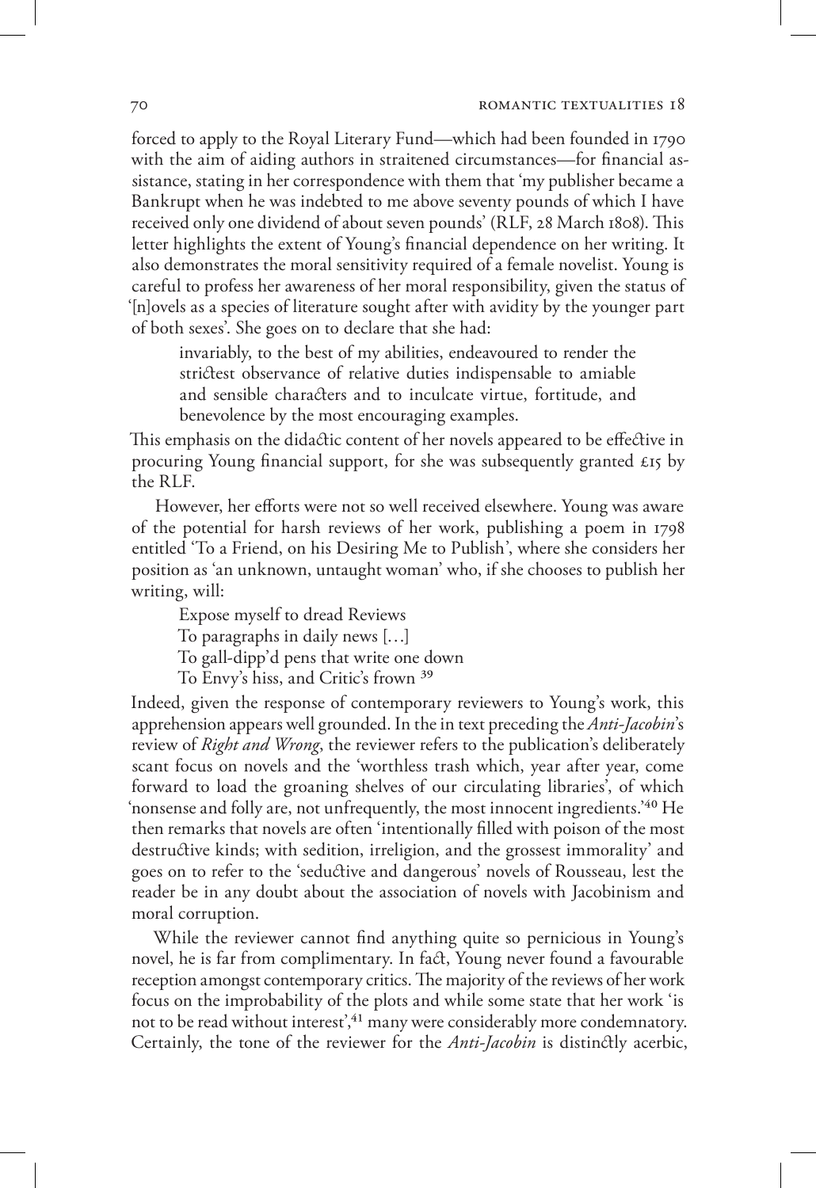forced to apply to the Royal Literary Fund—which had been founded in 1790 with the aim of aiding authors in straitened circumstances—for financial assistance, stating in her correspondence with them that 'my publisher became a Bankrupt when he was indebted to me above seventy pounds of which I have received only one dividend of about seven pounds' (RLF, 28 March 1808). This letter highlights the extent of Young's financial dependence on her writing. It also demonstrates the moral sensitivity required of a female novelist. Young is careful to profess her awareness of her moral responsibility, given the status of '[n]ovels as a species of literature sought after with avidity by the younger part of both sexes'. She goes on to declare that she had:

> invariably, to the best of my abilities, endeavoured to render the strictest observance of relative duties indispensable to amiable and sensible characters and to inculcate virtue, fortitude, and benevolence by the most encouraging examples.

This emphasis on the didactic content of her novels appeared to be effective in procuring Young financial support, for she was subsequently granted £15 by the RLF.

However, her efforts were not so well received elsewhere. Young was aware of the potential for harsh reviews of her work, publishing a poem in 1798 entitled 'To a Friend, on his Desiring Me to Publish', where she considers her position as 'an unknown, untaught woman' who, if she chooses to publish her writing, will:

> Expose myself to dread Reviews
> To paragraphs in daily news […]
> To gall-dipp'd pens that write one down
> To Envy's hiss, and Critic's frown [39]

Indeed, given the response of contemporary reviewers to Young's work, this apprehension appears well grounded. In the in text preceding the *Anti-Jacobin*'s review of *Right and Wrong*, the reviewer refers to the publication's deliberately scant focus on novels and the 'worthless trash which, year after year, come forward to load the groaning shelves of our circulating libraries', of which 'nonsense and folly are, not unfrequently, the most innocent ingredients.'[40] He then remarks that novels are often 'intentionally filled with poison of the most destructive kinds; with sedition, irreligion, and the grossest immorality' and goes on to refer to the 'seductive and dangerous' novels of Rousseau, lest the reader be in any doubt about the association of novels with Jacobinism and moral corruption.

While the reviewer cannot find anything quite so pernicious in Young's novel, he is far from complimentary. In fact, Young never found a favourable reception amongst contemporary critics. The majority of the reviews of her work focus on the improbability of the plots and while some state that her work 'is not to be read without interest',[41] many were considerably more condemnatory. Certainly, the tone of the reviewer for the *Anti-Jacobin* is distinctly acerbic,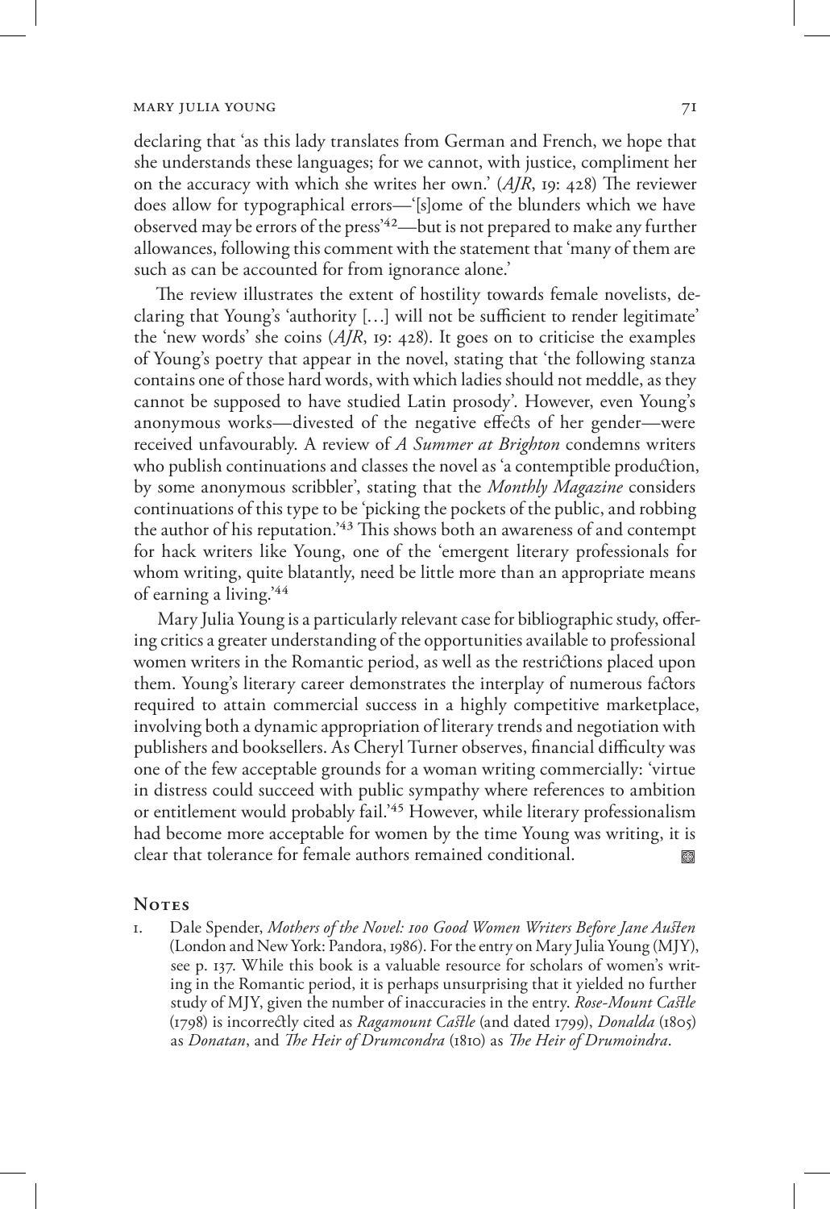declaring that 'as this lady translates from German and French, we hope that she understands these languages; for we cannot, with justice, compliment her on the accuracy with which she writes her own.' (*AJR*, 19: 428) The reviewer does allow for typographical errors—'[s]ome of the blunders which we have observed may be errors of the press'[42]—but is not prepared to make any further allowances, following this comment with the statement that 'many of them are such as can be accounted for from ignorance alone.'

The review illustrates the extent of hostility towards female novelists, declaring that Young's 'authority […] will not be sufficient to render legitimate' the 'new words' she coins (*AJR*, 19: 428). It goes on to criticise the examples of Young's poetry that appear in the novel, stating that 'the following stanza contains one of those hard words, with which ladies should not meddle, as they cannot be supposed to have studied Latin prosody'. However, even Young's anonymous works—divested of the negative effects of her gender—were received unfavourably. A review of *A Summer at Brighton* condemns writers who publish continuations and classes the novel as 'a contemptible production, by some anonymous scribbler', stating that the *Monthly Magazine* considers continuations of this type to be 'picking the pockets of the public, and robbing the author of his reputation.'[43] This shows both an awareness of and contempt for hack writers like Young, one of the 'emergent literary professionals for whom writing, quite blatantly, need be little more than an appropriate means of earning a living.'[44]

Mary Julia Young is a particularly relevant case for bibliographic study, offering critics a greater understanding of the opportunities available to professional women writers in the Romantic period, as well as the restrictions placed upon them. Young's literary career demonstrates the interplay of numerous factors required to attain commercial success in a highly competitive marketplace, involving both a dynamic appropriation of literary trends and negotiation with publishers and booksellers. As Cheryl Turner observes, financial difficulty was one of the few acceptable grounds for a woman writing commercially: 'virtue in distress could succeed with public sympathy where references to ambition or entitlement would probably fail.'[45] However, while literary professionalism had become more acceptable for women by the time Young was writing, it is clear that tolerance for female authors remained conditional.

## Notes

1. Dale Spender, *Mothers of the Novel: 100 Good Women Writers Before Jane Austen* (London and New York: Pandora, 1986). For the entry on Mary Julia Young (MJY), see p. 137. While this book is a valuable resource for scholars of women's writing in the Romantic period, it is perhaps unsurprising that it yielded no further study of MJY, given the number of inaccuracies in the entry. *Rose-Mount Castle* (1798) is incorrectly cited as *Ragamount Castle* (and dated 1799), *Donalda* (1805) as *Donatan*, and *The Heir of Drumcondra* (1810) as *The Heir of Drumoindra*.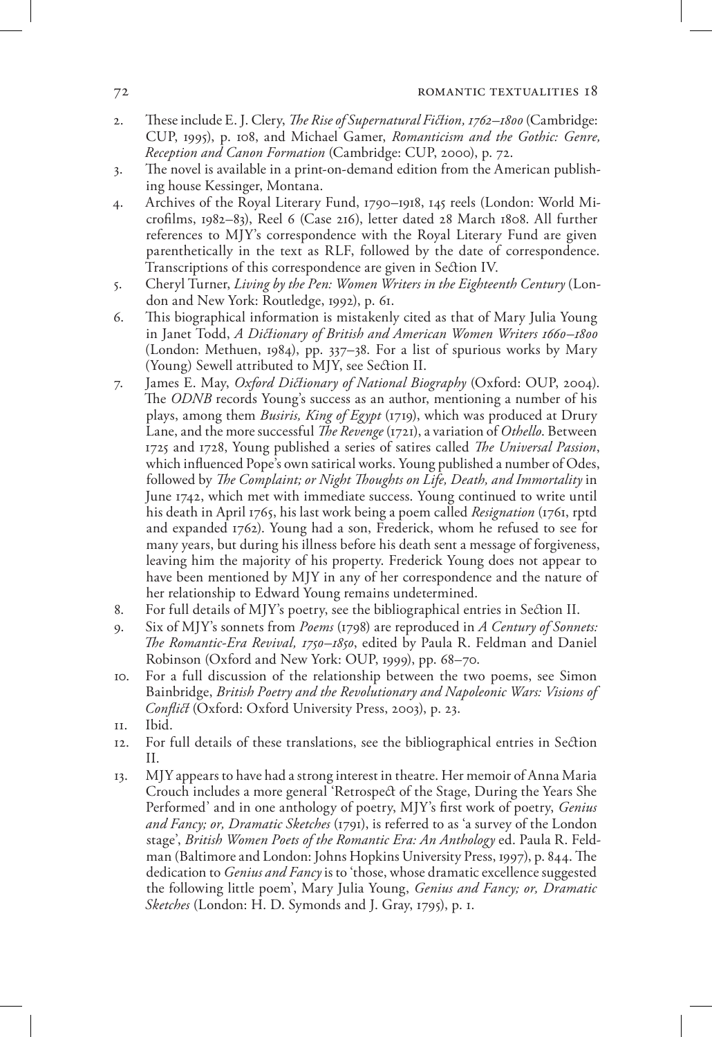2. These include E. J. Clery, *The Rise of Supernatural Fiction, 1762–1800* (Cambridge: CUP, 1995), p. 108, and Michael Gamer, *Romanticism and the Gothic: Genre, Reception and Canon Formation* (Cambridge: CUP, 2000), p. 72.
3. The novel is available in a print-on-demand edition from the American publishing house Kessinger, Montana.
4. Archives of the Royal Literary Fund, 1790–1918, 145 reels (London: World Microfilms, 1982–83), Reel 6 (Case 216), letter dated 28 March 1808. All further references to MJY's correspondence with the Royal Literary Fund are given parenthetically in the text as RLF, followed by the date of correspondence. Transcriptions of this correspondence are given in Section IV.
5. Cheryl Turner, *Living by the Pen: Women Writers in the Eighteenth Century* (London and New York: Routledge, 1992), p. 61.
6. This biographical information is mistakenly cited as that of Mary Julia Young in Janet Todd, *A Dictionary of British and American Women Writers 1660–1800* (London: Methuen, 1984), pp. 337–38. For a list of spurious works by Mary (Young) Sewell attributed to MJY, see Section II.
7. James E. May, *Oxford Dictionary of National Biography* (Oxford: OUP, 2004). The *ODNB* records Young's success as an author, mentioning a number of his plays, among them *Busiris, King of Egypt* (1719), which was produced at Drury Lane, and the more successful *The Revenge* (1721), a variation of *Othello*. Between 1725 and 1728, Young published a series of satires called *The Universal Passion*, which influenced Pope's own satirical works. Young published a number of Odes, followed by *The Complaint; or Night Thoughts on Life, Death, and Immortality* in June 1742, which met with immediate success. Young continued to write until his death in April 1765, his last work being a poem called *Resignation* (1761, rptd and expanded 1762). Young had a son, Frederick, whom he refused to see for many years, but during his illness before his death sent a message of forgiveness, leaving him the majority of his property. Frederick Young does not appear to have been mentioned by MJY in any of her correspondence and the nature of her relationship to Edward Young remains undetermined.
8. For full details of MJY's poetry, see the bibliographical entries in Section II.
9. Six of MJY's sonnets from *Poems* (1798) are reproduced in *A Century of Sonnets: The Romantic-Era Revival, 1750–1850*, edited by Paula R. Feldman and Daniel Robinson (Oxford and New York: OUP, 1999), pp. 68–70.
10. For a full discussion of the relationship between the two poems, see Simon Bainbridge, *British Poetry and the Revolutionary and Napoleonic Wars: Visions of Conflict* (Oxford: Oxford University Press, 2003), p. 23.
11. Ibid.
12. For full details of these translations, see the bibliographical entries in Section II.
13. MJY appears to have had a strong interest in theatre. Her memoir of Anna Maria Crouch includes a more general 'Retrospect of the Stage, During the Years She Performed' and in one anthology of poetry, MJY's first work of poetry, *Genius and Fancy; or, Dramatic Sketches* (1791), is referred to as 'a survey of the London stage', *British Women Poets of the Romantic Era: An Anthology* ed. Paula R. Feldman (Baltimore and London: Johns Hopkins University Press, 1997), p. 844. The dedication to *Genius and Fancy* is to 'those, whose dramatic excellence suggested the following little poem', Mary Julia Young, *Genius and Fancy; or, Dramatic Sketches* (London: H. D. Symonds and J. Gray, 1795), p. 1.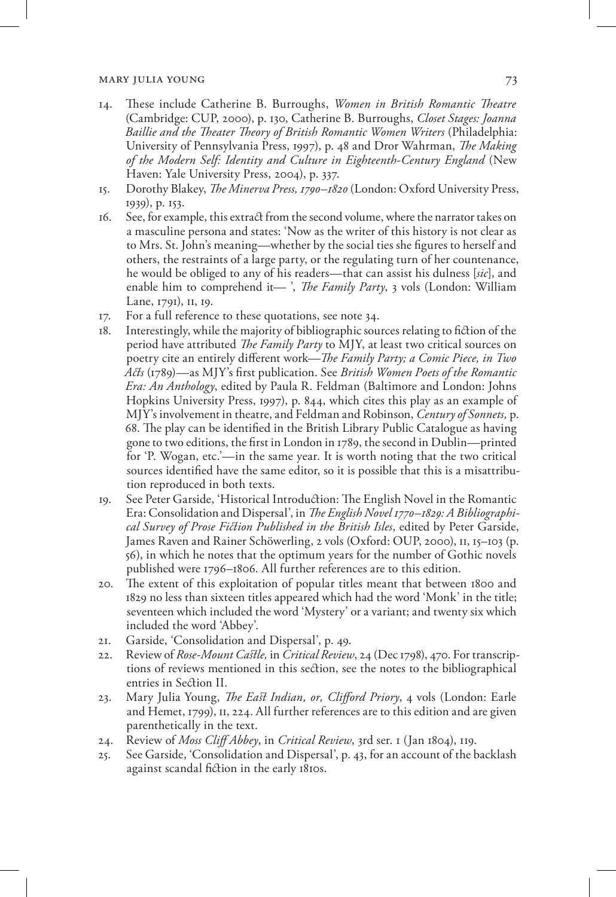14. These include Catherine B. Burroughs, *Women in British Romantic Theatre* (Cambridge: CUP, 2000), p. 130, Catherine B. Burroughs, *Closet Stages: Joanna Baillie and the Theater Theory of British Romantic Women Writers* (Philadelphia: University of Pennsylvania Press, 1997), p. 48 and Dror Wahrman, *The Making of the Modern Self: Identity and Culture in Eighteenth-Century England* (New Haven: Yale University Press, 2004), p. 337.
15. Dorothy Blakey, *The Minerva Press, 1790–1820* (London: Oxford University Press, 1939), p. 153.
16. See, for example, this extract from the second volume, where the narrator takes on a masculine persona and states: 'Now as the writer of this history is not clear as to Mrs. St. John's meaning—whether by the social ties she figures to herself and others, the restraints of a large party, or the regulating turn of her countenance, he would be obliged to any of his readers—that can assist his dulness [*sic*], and enable him to comprehend it— ', *The Family Party*, 3 vols (London: William Lane, 1791), II, 19.
17. For a full reference to these quotations, see note 34.
18. Interestingly, while the majority of bibliographic sources relating to fiction of the period have attributed *The Family Party* to MJY, at least two critical sources on poetry cite an entirely different work—*The Family Party; a Comic Piece, in Two Acts* (1789)—as MJY's first publication. See *British Women Poets of the Romantic Era: An Anthology*, edited by Paula R. Feldman (Baltimore and London: Johns Hopkins University Press, 1997), p. 844, which cites this play as an example of MJY's involvement in theatre, and Feldman and Robinson, *Century of Sonnets,* p. 68. The play can be identified in the British Library Public Catalogue as having gone to two editions, the first in London in 1789, the second in Dublin—printed for 'P. Wogan, etc.'—in the same year. It is worth noting that the two critical sources identified have the same editor, so it is possible that this is a misattribution reproduced in both texts.
19. See Peter Garside, 'Historical Introduction: The English Novel in the Romantic Era: Consolidation and Dispersal', in *The English Novel 1770–1829: A Bibliographical Survey of Prose Fiction Published in the British Isles*, edited by Peter Garside, James Raven and Rainer Schöwerling, 2 vols (Oxford: OUP, 2000), II, 15–103 (p. 56), in which he notes that the optimum years for the number of Gothic novels published were 1796–1806. All further references are to this edition.
20. The extent of this exploitation of popular titles meant that between 1800 and 1829 no less than sixteen titles appeared which had the word 'Monk' in the title; seventeen which included the word 'Mystery' or a variant; and twenty six which included the word 'Abbey'.
21. Garside, 'Consolidation and Dispersal', p. 49.
22. Review of *Rose-Mount Castle,* in *Critical Review*, 24 (Dec 1798), 470. For transcriptions of reviews mentioned in this section, see the notes to the bibliographical entries in Section II.
23. Mary Julia Young, *The East Indian, or, Clifford Priory*, 4 vols (London: Earle and Hemet, 1799), II, 224. All further references are to this edition and are given parenthetically in the text.
24. Review of *Moss Cliff Abbey*, in *Critical Review*, 3rd ser. 1 (Jan 1804), 119.
25. See Garside, 'Consolidation and Dispersal', p. 43, for an account of the backlash against scandal fiction in the early 1810s.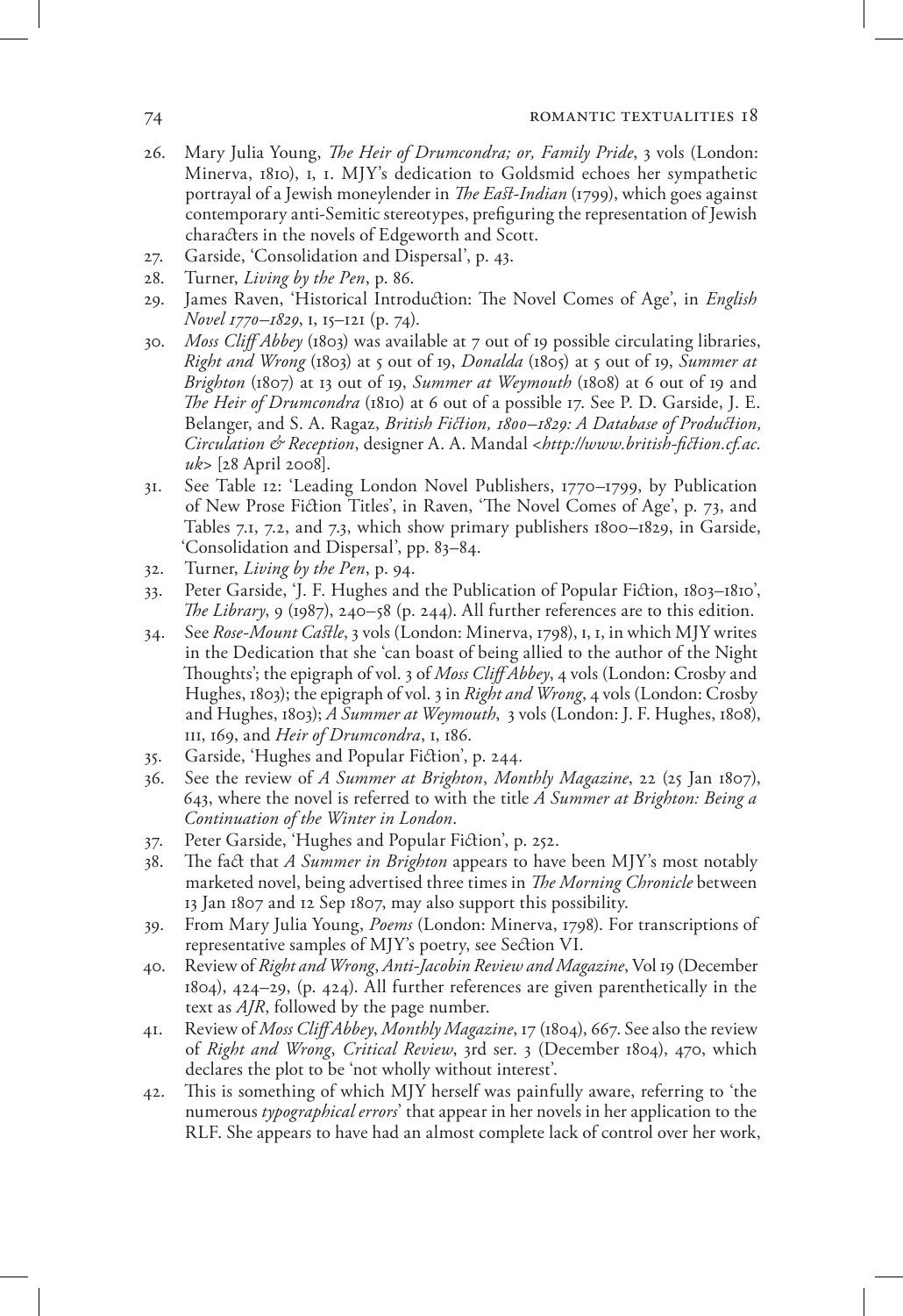26. Mary Julia Young, *The Heir of Drumcondra; or, Family Pride*, 3 vols (London: Minerva, 1810), I, 1. MJY's dedication to Goldsmid echoes her sympathetic portrayal of a Jewish moneylender in *The East-Indian* (1799), which goes against contemporary anti-Semitic stereotypes, prefiguring the representation of Jewish characters in the novels of Edgeworth and Scott.
27. Garside, 'Consolidation and Dispersal', p. 43.
28. Turner, *Living by the Pen*, p. 86.
29. James Raven, 'Historical Introduction: The Novel Comes of Age', in *English Novel 1770–1829*, I, 15–121 (p. 74).
30. *Moss Cliff Abbey* (1803) was available at 7 out of 19 possible circulating libraries, *Right and Wrong* (1803) at 5 out of 19, *Donalda* (1805) at 5 out of 19, *Summer at Brighton* (1807) at 13 out of 19, *Summer at Weymouth* (1808) at 6 out of 19 and *The Heir of Drumcondra* (1810) at 6 out of a possible 17. See P. D. Garside, J. E. Belanger, and S. A. Ragaz, *British Fiction, 1800–1829: A Database of Production, Circulation & Reception*, designer A. A. Mandal <*http://www.british-fiction.cf.ac.uk*> [28 April 2008].
31. See Table 12: 'Leading London Novel Publishers, 1770–1799, by Publication of New Prose Fiction Titles', in Raven, 'The Novel Comes of Age', p. 73, and Tables 7.1, 7.2, and 7.3, which show primary publishers 1800–1829, in Garside, 'Consolidation and Dispersal', pp. 83–84.
32. Turner, *Living by the Pen*, p. 94.
33. Peter Garside, 'J. F. Hughes and the Publication of Popular Fiction, 1803–1810', *The Library*, 9 (1987), 240–58 (p. 244). All further references are to this edition.
34. See *Rose-Mount Castle*, 3 vols (London: Minerva, 1798), I, 1, in which MJY writes in the Dedication that she 'can boast of being allied to the author of the Night Thoughts'; the epigraph of vol. 3 of *Moss Cliff Abbey*, 4 vols (London: Crosby and Hughes, 1803); the epigraph of vol. 3 in *Right and Wrong*, 4 vols (London: Crosby and Hughes, 1803); *A Summer at Weymouth*, 3 vols (London: J. F. Hughes, 1808), III, 169, and *Heir of Drumcondra*, I, 186.
35. Garside, 'Hughes and Popular Fiction', p. 244.
36. See the review of *A Summer at Brighton*, *Monthly Magazine*, 22 (25 Jan 1807), 643, where the novel is referred to with the title *A Summer at Brighton: Being a Continuation of the Winter in London*.
37. Peter Garside, 'Hughes and Popular Fiction', p. 252.
38. The fact that *A Summer in Brighton* appears to have been MJY's most notably marketed novel, being advertised three times in *The Morning Chronicle* between 13 Jan 1807 and 12 Sep 1807, may also support this possibility.
39. From Mary Julia Young, *Poems* (London: Minerva, 1798). For transcriptions of representative samples of MJY's poetry, see Section VI.
40. Review of *Right and Wrong*, *Anti-Jacobin Review and Magazine*, Vol 19 (December 1804), 424–29, (p. 424). All further references are given parenthetically in the text as *AJR*, followed by the page number.
41. Review of *Moss Cliff Abbey*, *Monthly Magazine*, 17 (1804), 667. See also the review of *Right and Wrong*, *Critical Review*, 3rd ser. 3 (December 1804), 470, which declares the plot to be 'not wholly without interest'.
42. This is something of which MJY herself was painfully aware, referring to 'the numerous *typographical errors*' that appear in her novels in her application to the RLF. She appears to have had an almost complete lack of control over her work,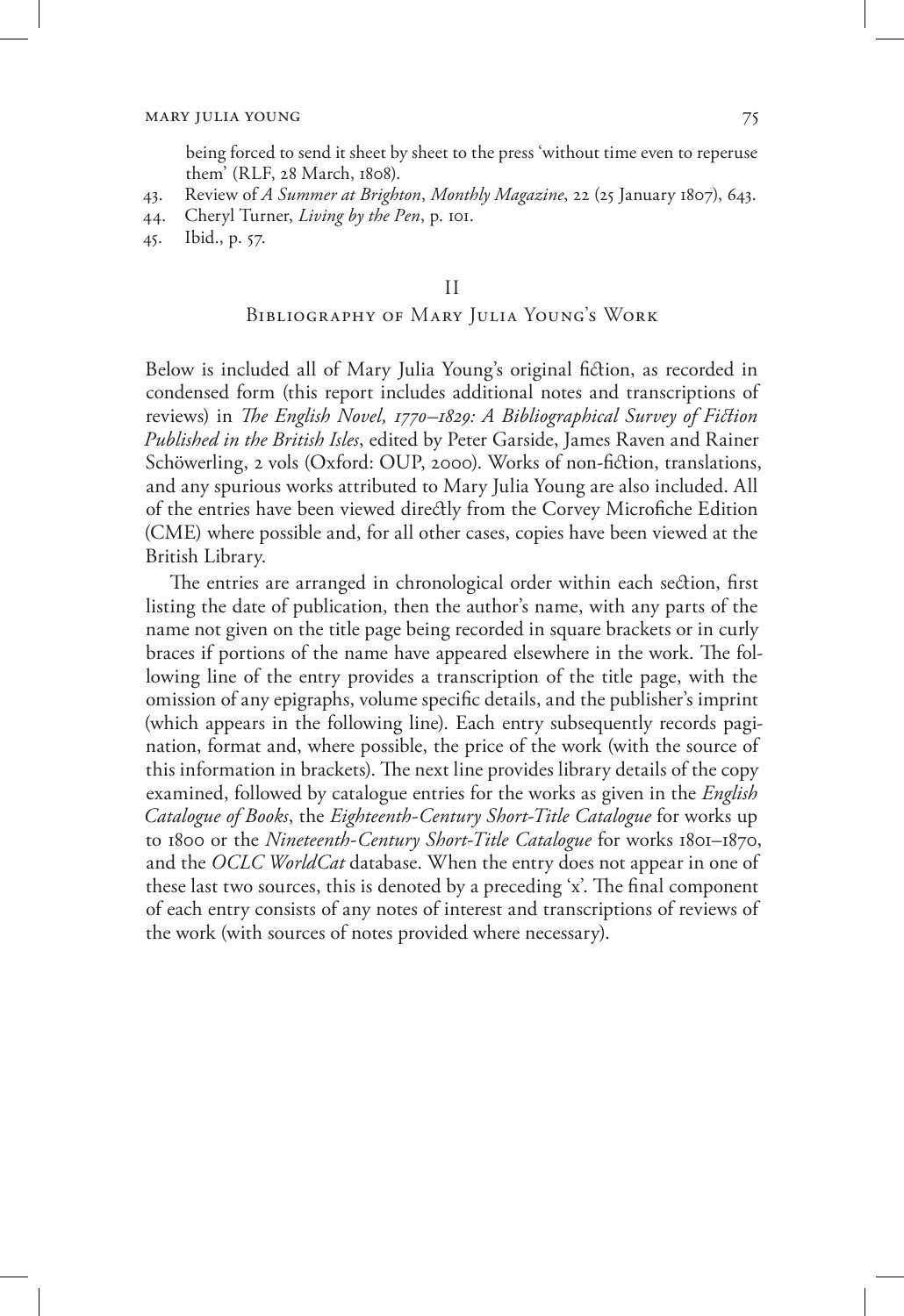being forced to send it sheet by sheet to the press 'without time even to reperuse them' (RLF, 28 March, 1808).

43. Review of *A Summer at Brighton*, *Monthly Magazine*, 22 (25 January 1807), 643.
44. Cheryl Turner, *Living by the Pen*, p. 101.
45. Ibid., p. 57.

## II

## Bibliography of Mary Julia Young's Work

Below is included all of Mary Julia Young's original fiction, as recorded in condensed form (this report includes additional notes and transcriptions of reviews) in *The English Novel, 1770–1829: A Bibliographical Survey of Fiction Published in the British Isles*, edited by Peter Garside, James Raven and Rainer Schöwerling, 2 vols (Oxford: OUP, 2000). Works of non-fiction, translations, and any spurious works attributed to Mary Julia Young are also included. All of the entries have been viewed directly from the Corvey Microfiche Edition (CME) where possible and, for all other cases, copies have been viewed at the British Library.

The entries are arranged in chronological order within each section, first listing the date of publication, then the author's name, with any parts of the name not given on the title page being recorded in square brackets or in curly braces if portions of the name have appeared elsewhere in the work. The following line of the entry provides a transcription of the title page, with the omission of any epigraphs, volume specific details, and the publisher's imprint (which appears in the following line). Each entry subsequently records pagination, format and, where possible, the price of the work (with the source of this information in brackets). The next line provides library details of the copy examined, followed by catalogue entries for the works as given in the *English Catalogue of Books*, the *Eighteenth-Century Short-Title Catalogue* for works up to 1800 or the *Nineteenth-Century Short-Title Catalogue* for works 1801–1870, and the *OCLC WorldCat* database. When the entry does not appear in one of these last two sources, this is denoted by a preceding 'x'. The final component of each entry consists of any notes of interest and transcriptions of reviews of the work (with sources of notes provided where necessary).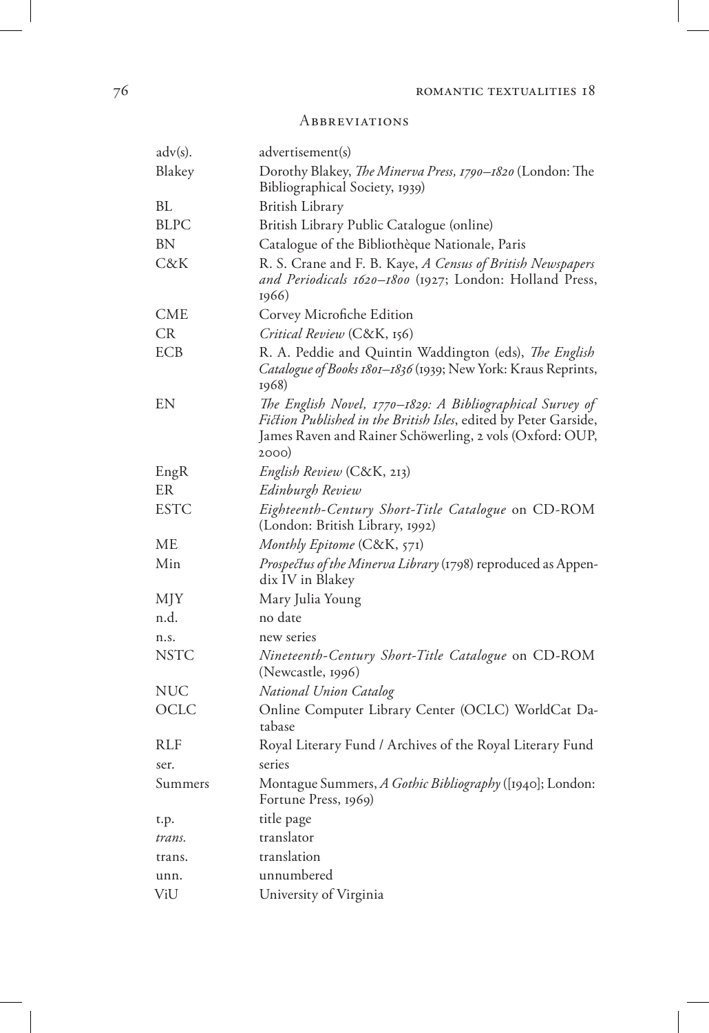## Abbreviations

| | |
|---|---|
| adv(s). | advertisement(s) |
| Blakey | Dorothy Blakey, *The Minerva Press, 1790–1820* (London: The Bibliographical Society, 1939) |
| BL | British Library |
| BLPC | British Library Public Catalogue (online) |
| BN | Catalogue of the Bibliothèque Nationale, Paris |
| C&K | R. S. Crane and F. B. Kaye, *A Census of British Newspapers and Periodicals 1620–1800* (1927; London: Holland Press, 1966) |
| CME | Corvey Microfiche Edition |
| CR | *Critical Review* (C&K, 156) |
| ECB | R. A. Peddie and Quintin Waddington (eds), *The English Catalogue of Books 1801–1836* (1939; New York: Kraus Reprints, 1968) |
| EN | *The English Novel, 1770–1829: A Bibliographical Survey of Fiction Published in the British Isles*, edited by Peter Garside, James Raven and Rainer Schöwerling, 2 vols (Oxford: OUP, 2000) |
| EngR | *English Review* (C&K, 213) |
| ER | *Edinburgh Review* |
| ESTC | *Eighteenth-Century Short-Title Catalogue* on CD-ROM (London: British Library, 1992) |
| ME | *Monthly Epitome* (C&K, 571) |
| Min | *Prospectus of the Minerva Library* (1798) reproduced as Appendix IV in Blakey |
| MJY | Mary Julia Young |
| n.d. | no date |
| n.s. | new series |
| NSTC | *Nineteenth-Century Short-Title Catalogue* on CD-ROM (Newcastle, 1996) |
| NUC | *National Union Catalog* |
| OCLC | Online Computer Library Center (OCLC) WorldCat Database |
| RLF | Royal Literary Fund / Archives of the Royal Literary Fund |
| ser. | series |
| Summers | Montague Summers, *A Gothic Bibliography* ([1940]; London: Fortune Press, 1969) |
| t.p. | title page |
| *trans.* | translator |
| trans. | translation |
| unn. | unnumbered |
| ViU | University of Virginia |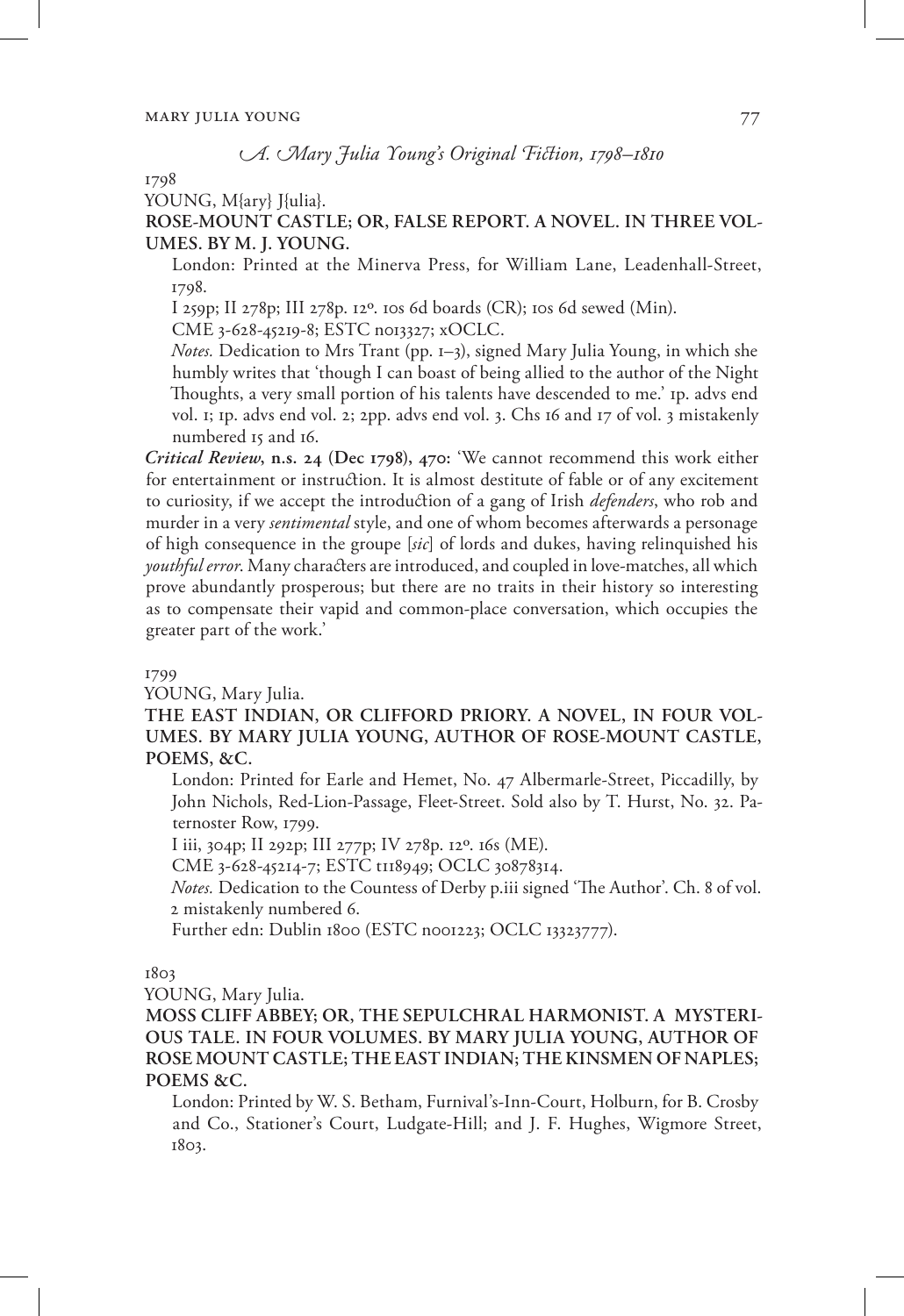## *A. Mary Julia Young's Original Fiction, 1798–1810*

1798

YOUNG, M{ary} J{ulia}.

**ROSE-MOUNT CASTLE; OR, FALSE REPORT. A NOVEL. IN THREE VOLUMES. BY M. J. YOUNG.**

London: Printed at the Minerva Press, for William Lane, Leadenhall-Street, 1798.

I 259p; II 278p; III 278p. 12º. 10s 6d boards (CR); 10s 6d sewed (Min).

CME 3-628-45219-8; ESTC n013327; xOCLC.

*Notes.* Dedication to Mrs Trant (pp. 1–3), signed Mary Julia Young, in which she humbly writes that 'though I can boast of being allied to the author of the Night Thoughts, a very small portion of his talents have descended to me.' 1p. advs end vol. 1; 1p. advs end vol. 2; 2pp. advs end vol. 3. Chs 16 and 17 of vol. 3 mistakenly numbered 15 and 16.

***Critical Review*, n.s. 24 (Dec 1798), 470:** 'We cannot recommend this work either for entertainment or instruction. It is almost destitute of fable or of any excitement to curiosity, if we accept the introduction of a gang of Irish *defenders*, who rob and murder in a very *sentimental* style, and one of whom becomes afterwards a personage of high consequence in the groupe [*sic*] of lords and dukes, having relinquished his *youthful error*. Many characters are introduced, and coupled in love-matches, all which prove abundantly prosperous; but there are no traits in their history so interesting as to compensate their vapid and common-place conversation, which occupies the greater part of the work.'

1799

YOUNG, Mary Julia.

**THE EAST INDIAN, OR CLIFFORD PRIORY. A NOVEL, IN FOUR VOLUMES. BY MARY JULIA YOUNG, AUTHOR OF ROSE-MOUNT CASTLE, POEMS, &C.**

London: Printed for Earle and Hemet, No. 47 Albermarle-Street, Piccadilly, by John Nichols, Red-Lion-Passage, Fleet-Street. Sold also by T. Hurst, No. 32. Paternoster Row, 1799.

I iii, 304p; II 292p; III 277p; IV 278p. 12º. 16s (ME).

CME 3-628-45214-7; ESTC t118949; OCLC 30878314.

*Notes.* Dedication to the Countess of Derby p.iii signed 'The Author'. Ch. 8 of vol. 2 mistakenly numbered 6.

Further edn: Dublin 1800 (ESTC n001223; OCLC 13323777).

1803

YOUNG, Mary Julia.

**MOSS CLIFF ABBEY; OR, THE SEPULCHRAL HARMONIST. A MYSTERIOUS TALE. IN FOUR VOLUMES. BY MARY JULIA YOUNG, AUTHOR OF ROSE MOUNT CASTLE; THE EAST INDIAN; THE KINSMEN OF NAPLES; POEMS &C.**

London: Printed by W. S. Betham, Furnival's-Inn-Court, Holburn, for B. Crosby and Co., Stationer's Court, Ludgate-Hill; and J. F. Hughes, Wigmore Street, 1803.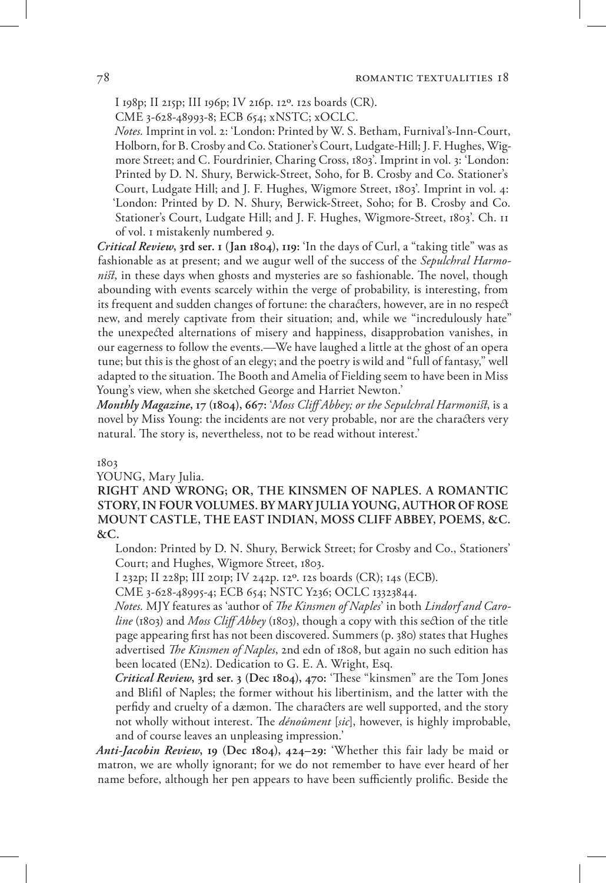I 198p; II 215p; III 196p; IV 216p. 12º. 12s boards (CR).

CME 3-628-48993-8; ECB 654; xNSTC; xOCLC.

*Notes.* Imprint in vol. 2: 'London: Printed by W. S. Betham, Furnival's-Inn-Court, Holborn, for B. Crosby and Co. Stationer's Court, Ludgate-Hill; J. F. Hughes, Wigmore Street; and C. Fourdrinier, Charing Cross, 1803'. Imprint in vol. 3: 'London: Printed by D. N. Shury, Berwick-Street, Soho, for B. Crosby and Co. Stationer's Court, Ludgate Hill; and J. F. Hughes, Wigmore Street, 1803'. Imprint in vol. 4: 'London: Printed by D. N. Shury, Berwick-Street, Soho; for B. Crosby and Co. Stationer's Court, Ludgate Hill; and J. F. Hughes, Wigmore-Street, 1803'. Ch. 11 of vol. 1 mistakenly numbered 9.

***Critical Review*, 3rd ser. 1 (Jan 1804), 119:** 'In the days of Curl, a "taking title" was as fashionable as at present; and we augur well of the success of the *Sepulchral Harmonist*, in these days when ghosts and mysteries are so fashionable. The novel, though abounding with events scarcely within the verge of probability, is interesting, from its frequent and sudden changes of fortune: the characters, however, are in no respect new, and merely captivate from their situation; and, while we "incredulously hate" the unexpected alternations of misery and happiness, disapprobation vanishes, in our eagerness to follow the events.—We have laughed a little at the ghost of an opera tune; but this is the ghost of an elegy; and the poetry is wild and "full of fantasy," well adapted to the situation. The Booth and Amelia of Fielding seem to have been in Miss Young's view, when she sketched George and Harriet Newton.'

***Monthly Magazine*, 17 (1804), 667:** '*Moss Cliff Abbey; or the Sepulchral Harmonist*, is a novel by Miss Young: the incidents are not very probable, nor are the characters very natural. The story is, nevertheless, not to be read without interest.'

1803

YOUNG, Mary Julia.

**RIGHT AND WRONG; OR, THE KINSMEN OF NAPLES. A ROMANTIC STORY, IN FOUR VOLUMES. BY MARY JULIA YOUNG, AUTHOR OF ROSE MOUNT CASTLE, THE EAST INDIAN, MOSS CLIFF ABBEY, POEMS, &C. &C.**

London: Printed by D. N. Shury, Berwick Street; for Crosby and Co., Stationers' Court; and Hughes, Wigmore Street, 1803.

I 232p; II 228p; III 201p; IV 242p. 12º. 12s boards (CR); 14s (ECB).

CME 3-628-48995-4; ECB 654; NSTC Y236; OCLC 13323844.

*Notes.* MJY features as 'author of *The Kinsmen of Naples*' in both *Lindorf and Caroline* (1803) and *Moss Cliff Abbey* (1803), though a copy with this section of the title page appearing first has not been discovered. Summers (p. 380) states that Hughes advertised *The Kinsmen of Naples*, 2nd edn of 1808, but again no such edition has been located (EN2). Dedication to G. E. A. Wright, Esq.

***Critical Review*, 3rd ser. 3 (Dec 1804), 470:** 'These "kinsmen" are the Tom Jones and Blifil of Naples; the former without his libertinism, and the latter with the perfidy and cruelty of a dæmon. The characters are well supported, and the story not wholly without interest. The *dénoûment* [*sic*], however, is highly improbable, and of course leaves an unpleasing impression.'

***Anti-Jacobin Review*, 19 (Dec 1804), 424–29:** 'Whether this fair lady be maid or matron, we are wholly ignorant; for we do not remember to have ever heard of her name before, although her pen appears to have been sufficiently prolific. Beside the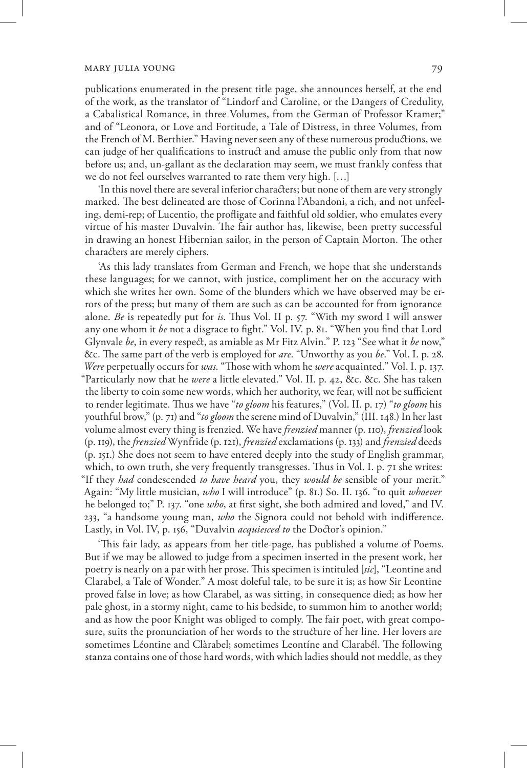publications enumerated in the present title page, she announces herself, at the end of the work, as the translator of "Lindorf and Caroline, or the Dangers of Credulity, a Cabalistical Romance, in three Volumes, from the German of Professor Kramer;" and of "Leonora, or Love and Fortitude, a Tale of Distress, in three Volumes, from the French of M. Berthier." Having never seen any of these numerous productions, we can judge of her qualifications to instruct and amuse the public only from that now before us; and, un-gallant as the declaration may seem, we must frankly confess that we do not feel ourselves warranted to rate them very high. […]

'In this novel there are several inferior characters; but none of them are very strongly marked. The best delineated are those of Corinna l'Abandoni, a rich, and not unfeeling, demi-rep; of Lucentio, the profligate and faithful old soldier, who emulates every virtue of his master Duvalvin. The fair author has, likewise, been pretty successful in drawing an honest Hibernian sailor, in the person of Captain Morton. The other characters are merely ciphers.

'As this lady translates from German and French, we hope that she understands these languages; for we cannot, with justice, compliment her on the accuracy with which she writes her own. Some of the blunders which we have observed may be errors of the press; but many of them are such as can be accounted for from ignorance alone. *Be* is repeatedly put for *is*. Thus Vol. II p. 57. "With my sword I will answer any one whom it *be* not a disgrace to fight." Vol. IV. p. 81. "When you find that Lord Glynvale *be*, in every respect, as amiable as Mr Fitz Alvin." P. 123 "See what it *be* now," &c. The same part of the verb is employed for *are*. "Unworthy as you *be*." Vol. I. p. 28. *Were* perpetually occurs for *was*. "Those with whom he *were* acquainted." Vol. I. p. 137. "Particularly now that he *were* a little elevated." Vol. II. p. 42, &c. &c. She has taken the liberty to coin some new words, which her authority, we fear, will not be sufficient to render legitimate. Thus we have "*to gloom* his features," (Vol. II. p. 17) "*to gloom* his youthful brow," (p. 71) and "*to gloom* the serene mind of Duvalvin," (III. 148.) In her last volume almost every thing is frenzied. We have *frenzied* manner (p. 110), *frenzied* look (p. 119), the *frenzied* Wynfride (p. 121), *frenzied* exclamations (p. 133) and *frenzied* deeds (p. 151.) She does not seem to have entered deeply into the study of English grammar, which, to own truth, she very frequently transgresses. Thus in Vol. I. p. 71 she writes: "If they *had* condescended *to have heard* you, they *would be* sensible of your merit." Again: "My little musician, *who* I will introduce" (p. 81.) So. II. 136. "to quit *whoever* he belonged to;" P. 137. "one *who*, at first sight, she both admired and loved," and IV. 233, "a handsome young man, *who* the Signora could not behold with indifference. Lastly, in Vol. IV, p. 156, "Duvalvin *acquiesced to* the Doctor's opinion."

'This fair lady, as appears from her title-page, has published a volume of Poems. But if we may be allowed to judge from a specimen inserted in the present work, her poetry is nearly on a par with her prose. This specimen is intituled [*sic*], "Leontine and Clarabel, a Tale of Wonder." A most doleful tale, to be sure it is; as how Sir Leontine proved false in love; as how Clarabel, as was sitting, in consequence died; as how her pale ghost, in a stormy night, came to his bedside, to summon him to another world; and as how the poor Knight was obliged to comply. The fair poet, with great composure, suits the pronunciation of her words to the structure of her line. Her lovers are sometimes Léontine and Clàrabel; sometimes Leontíne and Clarabél. The following stanza contains one of those hard words, with which ladies should not meddle, as they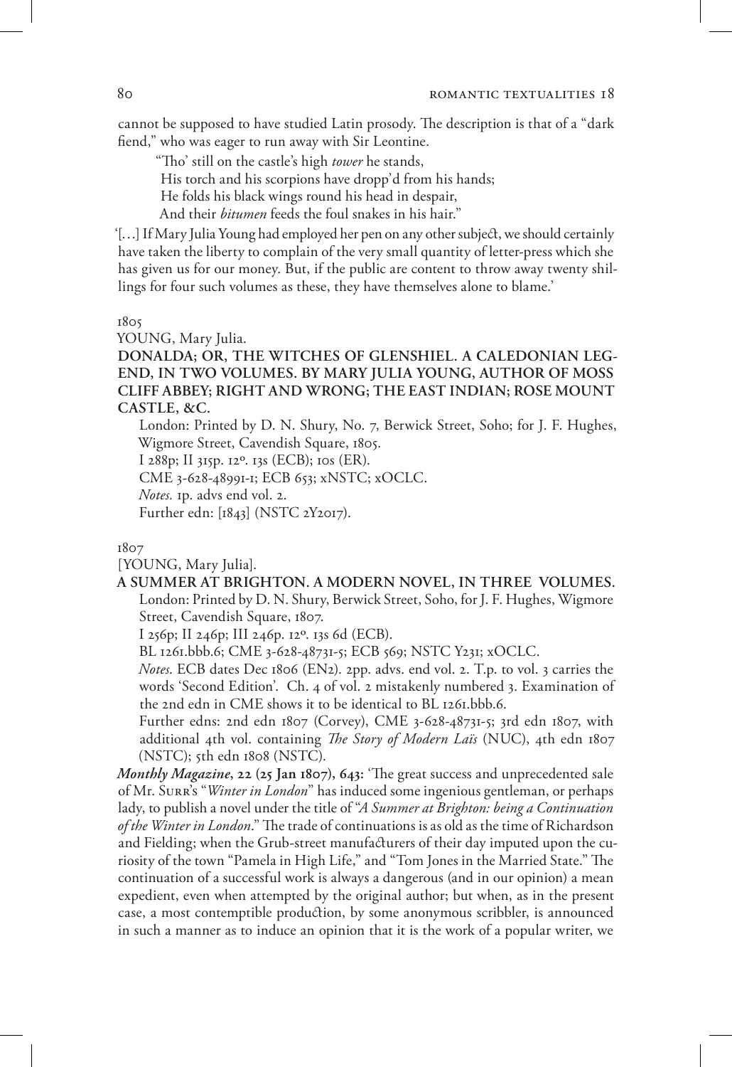cannot be supposed to have studied Latin prosody. The description is that of a "dark fiend," who was eager to run away with Sir Leontine.

"Tho' still on the castle's high *tower* he stands,
His torch and his scorpions have dropp'd from his hands;
He folds his black wings round his head in despair,
And their *bitumen* feeds the foul snakes in his hair."

'[…] If Mary Julia Young had employed her pen on any other subject, we should certainly have taken the liberty to complain of the very small quantity of letter-press which she has given us for our money. But, if the public are content to throw away twenty shillings for four such volumes as these, they have themselves alone to blame.'

1805

YOUNG, Mary Julia.

**DONALDA; OR, THE WITCHES OF GLENSHIEL. A CALEDONIAN LEGEND, IN TWO VOLUMES. BY MARY JULIA YOUNG, AUTHOR OF MOSS CLIFF ABBEY; RIGHT AND WRONG; THE EAST INDIAN; ROSE MOUNT CASTLE, &C.**

London: Printed by D. N. Shury, No. 7, Berwick Street, Soho; for J. F. Hughes, Wigmore Street, Cavendish Square, 1805.

I 288p; II 315p. 12º. 13s (ECB); 10s (ER).

CME 3-628-48991-1; ECB 653; xNSTC; xOCLC.

*Notes.* 1p. advs end vol. 2.

Further edn: [1843] (NSTC 2Y2017).

1807

[YOUNG, Mary Julia].

**A SUMMER AT BRIGHTON. A MODERN NOVEL, IN THREE VOLUMES.**

London: Printed by D. N. Shury, Berwick Street, Soho, for J. F. Hughes, Wigmore Street, Cavendish Square, 1807.

I 256p; II 246p; III 246p. 12º. 13s 6d (ECB).

BL 1261.bbb.6; CME 3-628-48731-5; ECB 569; NSTC Y231; xOCLC.

*Notes.* ECB dates Dec 1806 (EN2). 2pp. advs. end vol. 2. T.p. to vol. 3 carries the words 'Second Edition'. Ch. 4 of vol. 2 mistakenly numbered 3. Examination of the 2nd edn in CME shows it to be identical to BL 1261.bbb.6.

Further edns: 2nd edn 1807 (Corvey), CME 3-628-48731-5; 3rd edn 1807, with additional 4th vol. containing *The Story of Modern Laïs* (NUC), 4th edn 1807 (NSTC); 5th edn 1808 (NSTC).

***Monthly Magazine*, 22 (25 Jan 1807), 643:** 'The great success and unprecedented sale of Mr. Surr's "*Winter in London*" has induced some ingenious gentleman, or perhaps lady, to publish a novel under the title of "*A Summer at Brighton: being a Continuation of the Winter in London*." The trade of continuations is as old as the time of Richardson and Fielding; when the Grub-street manufacturers of their day imputed upon the curiosity of the town "Pamela in High Life," and "Tom Jones in the Married State." The continuation of a successful work is always a dangerous (and in our opinion) a mean expedient, even when attempted by the original author; but when, as in the present case, a most contemptible production, by some anonymous scribbler, is announced in such a manner as to induce an opinion that it is the work of a popular writer, we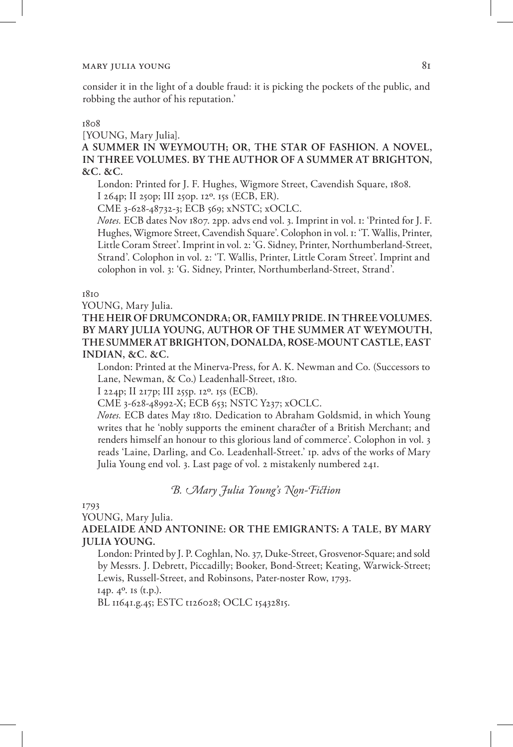consider it in the light of a double fraud: it is picking the pockets of the public, and robbing the author of his reputation.'

1808

[YOUNG, Mary Julia].

**A SUMMER IN WEYMOUTH; OR, THE STAR OF FASHION. A NOVEL, IN THREE VOLUMES. BY THE AUTHOR OF A SUMMER AT BRIGHTON, &C. &C.**

London: Printed for J. F. Hughes, Wigmore Street, Cavendish Square, 1808.

I 264p; II 250p; III 250p. 12º. 15s (ECB, ER).

CME 3-628-48732-3; ECB 569; xNSTC; xOCLC.

*Notes.* ECB dates Nov 1807. 2pp. advs end vol. 3. Imprint in vol. 1: 'Printed for J. F. Hughes, Wigmore Street, Cavendish Square'. Colophon in vol. 1: 'T. Wallis, Printer, Little Coram Street'. Imprint in vol. 2: 'G. Sidney, Printer, Northumberland-Street, Strand'. Colophon in vol. 2: 'T. Wallis, Printer, Little Coram Street'. Imprint and colophon in vol. 3: 'G. Sidney, Printer, Northumberland-Street, Strand'.

1810

YOUNG, Mary Julia.

**THE HEIR OF DRUMCONDRA; OR, FAMILY PRIDE. IN THREE VOLUMES. BY MARY JULIA YOUNG, AUTHOR OF THE SUMMER AT WEYMOUTH, THE SUMMER AT BRIGHTON, DONALDA, ROSE-MOUNT CASTLE, EAST INDIAN, &C. &C.**

London: Printed at the Minerva-Press, for A. K. Newman and Co. (Successors to Lane, Newman, & Co.) Leadenhall-Street, 1810.

I 224p; II 217p; III 255p. 12º. 15s (ECB).

CME 3-628-48992-X; ECB 653; NSTC Y237; xOCLC.

*Notes.* ECB dates May 1810. Dedication to Abraham Goldsmid, in which Young writes that he 'nobly supports the eminent character of a British Merchant; and renders himself an honour to this glorious land of commerce'. Colophon in vol. 3 reads 'Laine, Darling, and Co. Leadenhall-Street.' 1p. advs of the works of Mary Julia Young end vol. 3. Last page of vol. 2 mistakenly numbered 241.

## *B. Mary Julia Young's Non-Fiction*

1793

YOUNG, Mary Julia.

**ADELAIDE AND ANTONINE: OR THE EMIGRANTS: A TALE, BY MARY JULIA YOUNG.**

London: Printed by J. P. Coghlan, No. 37, Duke-Street, Grosvenor-Square; and sold by Messrs. J. Debrett, Piccadilly; Booker, Bond-Street; Keating, Warwick-Street; Lewis, Russell-Street, and Robinsons, Pater-noster Row, 1793.

14p. 4º. 1s (t.p.).

BL 11641.g.45; ESTC t126028; OCLC 15432815.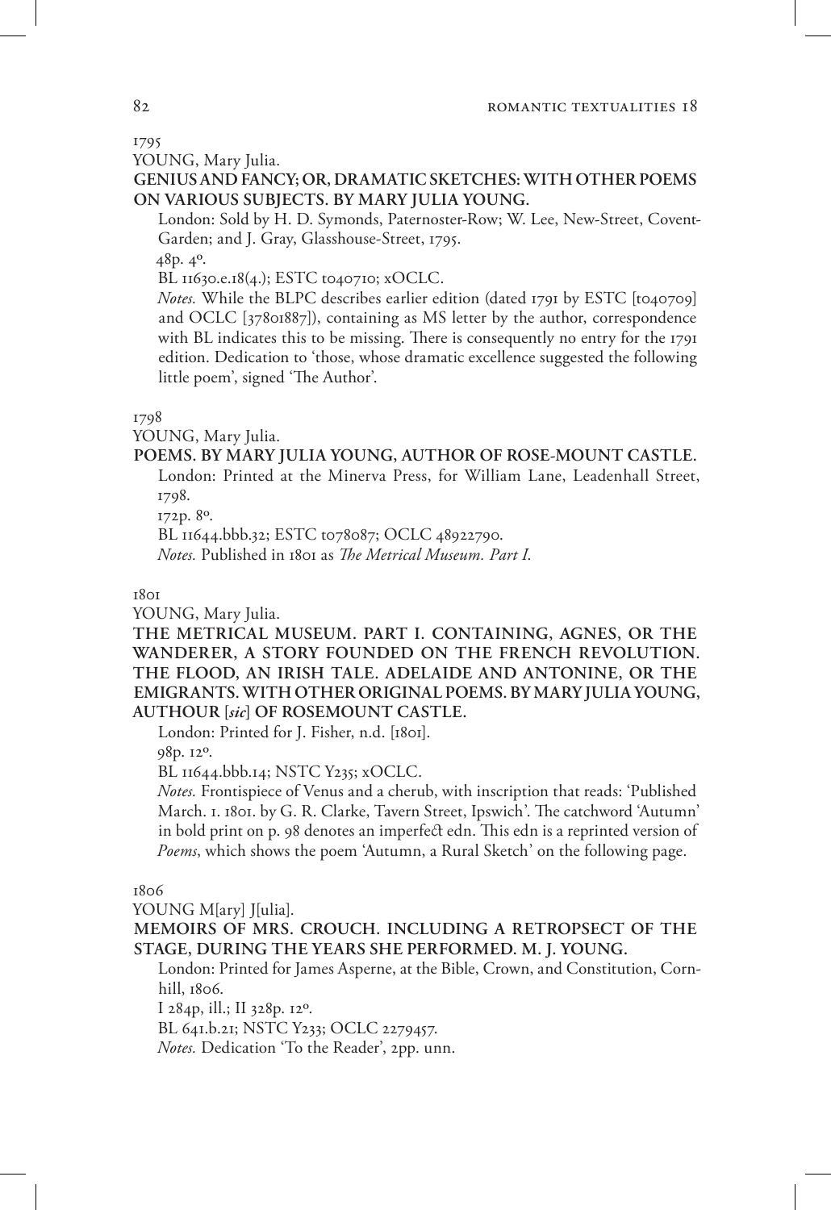1795

YOUNG, Mary Julia.

**GENIUS AND FANCY; OR, DRAMATIC SKETCHES: WITH OTHER POEMS ON VARIOUS SUBJECTS. BY MARY JULIA YOUNG.**

London: Sold by H. D. Symonds, Paternoster-Row; W. Lee, New-Street, Covent-Garden; and J. Gray, Glasshouse-Street, 1795.

48p. 4º.

BL 11630.e.18(4.); ESTC t040710; xOCLC.

*Notes.* While the BLPC describes earlier edition (dated 1791 by ESTC [t040709] and OCLC [37801887]), containing as MS letter by the author, correspondence with BL indicates this to be missing. There is consequently no entry for the 1791 edition. Dedication to 'those, whose dramatic excellence suggested the following little poem', signed 'The Author'.

1798

YOUNG, Mary Julia.

**POEMS. BY MARY JULIA YOUNG, AUTHOR OF ROSE-MOUNT CASTLE.**

London: Printed at the Minerva Press, for William Lane, Leadenhall Street, 1798.

172p. 8º.

BL 11644.bbb.32; ESTC t078087; OCLC 48922790.

*Notes.* Published in 1801 as *The Metrical Museum. Part I.*

1801

YOUNG, Mary Julia.

**THE METRICAL MUSEUM. PART I. CONTAINING, AGNES, OR THE WANDERER, A STORY FOUNDED ON THE FRENCH REVOLUTION. THE FLOOD, AN IRISH TALE. ADELAIDE AND ANTONINE, OR THE EMIGRANTS. WITH OTHER ORIGINAL POEMS. BY MARY JULIA YOUNG, AUTHOUR [*sic*] OF ROSEMOUNT CASTLE.**

London: Printed for J. Fisher, n.d. [1801].

98p. 12º.

BL 11644.bbb.14; NSTC Y235; xOCLC.

*Notes.* Frontispiece of Venus and a cherub, with inscription that reads: 'Published March. 1. 1801. by G. R. Clarke, Tavern Street, Ipswich'. The catchword 'Autumn' in bold print on p. 98 denotes an imperfect edn. This edn is a reprinted version of *Poems*, which shows the poem 'Autumn, a Rural Sketch' on the following page.

1806

YOUNG M[ary] J[ulia].

**MEMOIRS OF MRS. CROUCH. INCLUDING A RETROPSECT OF THE STAGE, DURING THE YEARS SHE PERFORMED. M. J. YOUNG.**

London: Printed for James Asperne, at the Bible, Crown, and Constitution, Cornhill, 1806.

I 284p, ill.; II 328p. 12º.

BL 641.b.21; NSTC Y233; OCLC 2279457.

*Notes.* Dedication 'To the Reader', 2pp. unn.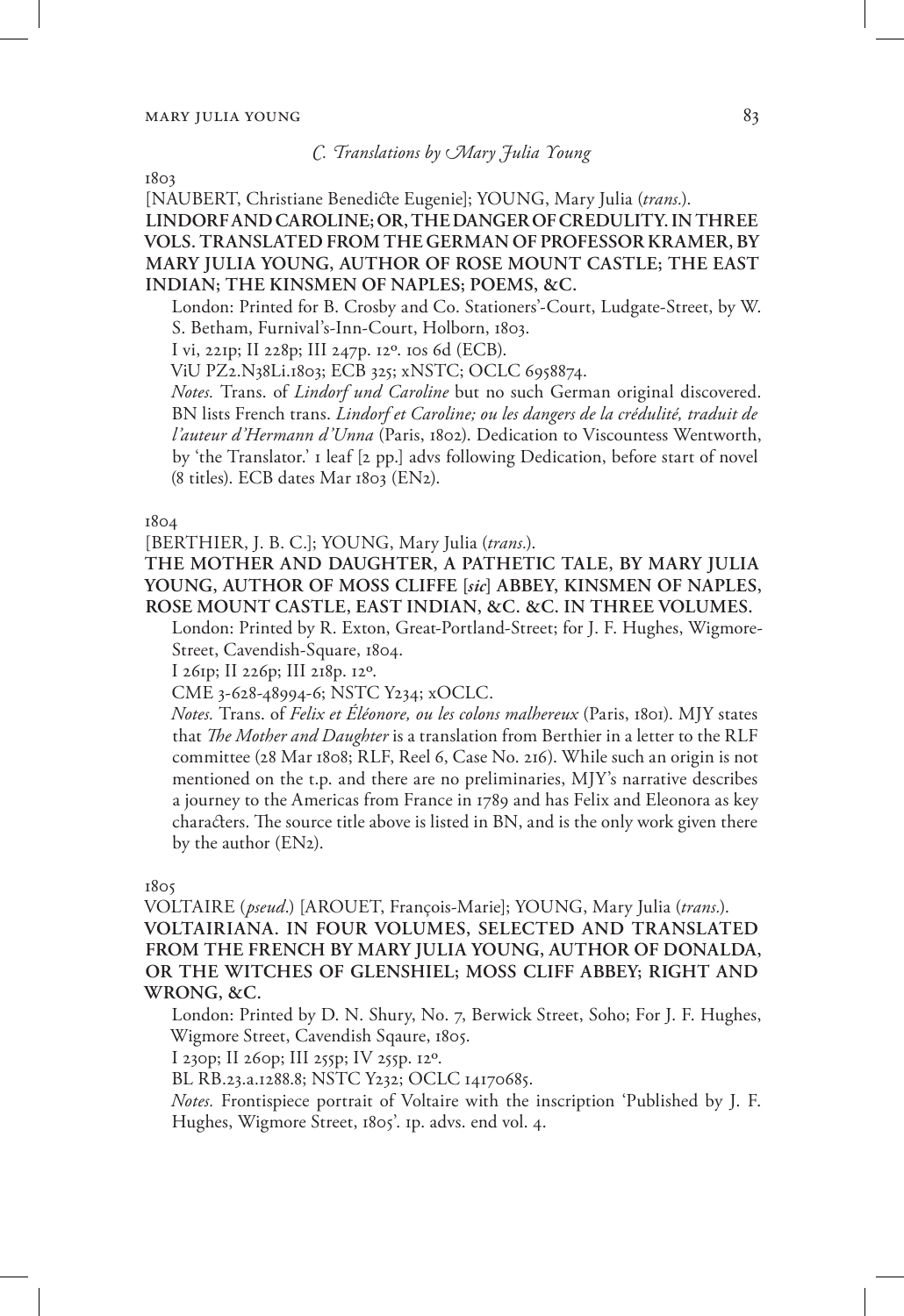### *C. Translations by Mary Julia Young*

1803

[NAUBERT, Christiane Benedicte Eugenie]; YOUNG, Mary Julia (*trans.*).

**LINDORF AND CAROLINE; OR, THE DANGER OF CREDULITY. IN THREE VOLS. TRANSLATED FROM THE GERMAN OF PROFESSOR KRAMER, BY MARY JULIA YOUNG, AUTHOR OF ROSE MOUNT CASTLE; THE EAST INDIAN; THE KINSMEN OF NAPLES; POEMS, &C.**

London: Printed for B. Crosby and Co. Stationers'-Court, Ludgate-Street, by W. S. Betham, Furnival's-Inn-Court, Holborn, 1803.

I vi, 221p; II 228p; III 247p. 12º. 10s 6d (ECB).

ViU PZ2.N38Li.1803; ECB 325; xNSTC; OCLC 6958874.

*Notes.* Trans. of *Lindorf und Caroline* but no such German original discovered. BN lists French trans. *Lindorf et Caroline; ou les dangers de la crédulité, traduit de l'auteur d'Hermann d'Unna* (Paris, 1802). Dedication to Viscountess Wentworth, by 'the Translator.' 1 leaf [2 pp.] advs following Dedication, before start of novel (8 titles). ECB dates Mar 1803 (EN2).

1804

[BERTHIER, J. B. C.]; YOUNG, Mary Julia (*trans.*).

**THE MOTHER AND DAUGHTER, A PATHETIC TALE, BY MARY JULIA YOUNG, AUTHOR OF MOSS CLIFFE [*sic*] ABBEY, KINSMEN OF NAPLES, ROSE MOUNT CASTLE, EAST INDIAN, &C. &C. IN THREE VOLUMES.**

London: Printed by R. Exton, Great-Portland-Street; for J. F. Hughes, Wigmore-Street, Cavendish-Square, 1804.

I 261p; II 226p; III 218p. 12º.

CME 3-628-48994-6; NSTC Y234; xOCLC.

*Notes.* Trans. of *Felix et Éléonore, ou les colons malhereux* (Paris, 1801). MJY states that *The Mother and Daughter* is a translation from Berthier in a letter to the RLF committee (28 Mar 1808; RLF, Reel 6, Case No. 216). While such an origin is not mentioned on the t.p. and there are no preliminaries, MJY's narrative describes a journey to the Americas from France in 1789 and has Felix and Eleonora as key characters. The source title above is listed in BN, and is the only work given there by the author (EN2).

1805

VOLTAIRE (*pseud.*) [AROUET, François-Marie]; YOUNG, Mary Julia (*trans.*).

**VOLTAIRIANA. IN FOUR VOLUMES, SELECTED AND TRANSLATED FROM THE FRENCH BY MARY JULIA YOUNG, AUTHOR OF DONALDA, OR THE WITCHES OF GLENSHIEL; MOSS CLIFF ABBEY; RIGHT AND WRONG, &C.**

London: Printed by D. N. Shury, No. 7, Berwick Street, Soho; For J. F. Hughes, Wigmore Street, Cavendish Sqaure, 1805.

I 230p; II 260p; III 255p; IV 255p. 12º.

BL RB.23.a.1288.8; NSTC Y232; OCLC 14170685.

*Notes.* Frontispiece portrait of Voltaire with the inscription 'Published by J. F. Hughes, Wigmore Street, 1805'. 1p. advs. end vol. 4.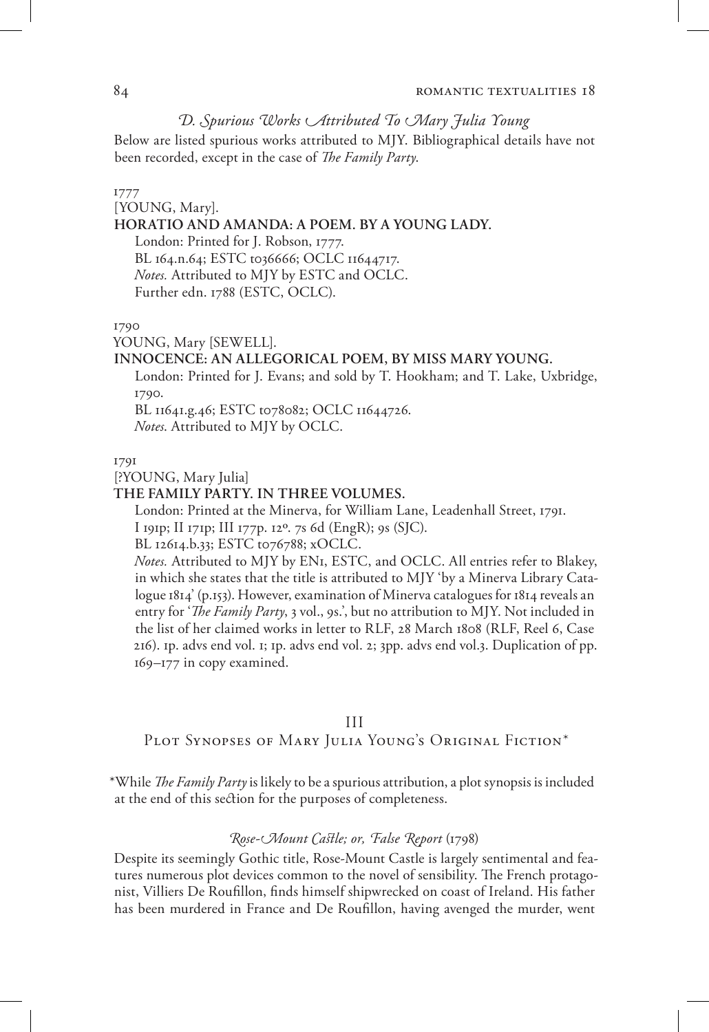### *D. Spurious Works Attributed To Mary Julia Young*

Below are listed spurious works attributed to MJY. Bibliographical details have not been recorded, except in the case of *The Family Party*.

1777
[YOUNG, Mary].
**HORATIO AND AMANDA: A POEM. BY A YOUNG LADY.**
London: Printed for J. Robson, 1777.
BL 164.n.64; ESTC t036666; OCLC 11644717.
*Notes.* Attributed to MJY by ESTC and OCLC.
Further edn. 1788 (ESTC, OCLC).

1790
YOUNG, Mary [SEWELL].
**INNOCENCE: AN ALLEGORICAL POEM, BY MISS MARY YOUNG.**
London: Printed for J. Evans; and sold by T. Hookham; and T. Lake, Uxbridge, 1790.
BL 11641.g.46; ESTC t078082; OCLC 11644726.
*Notes.* Attributed to MJY by OCLC.

1791
[?YOUNG, Mary Julia]
**THE FAMILY PARTY. IN THREE VOLUMES.**
London: Printed at the Minerva, for William Lane, Leadenhall Street, 1791.
I 191p; II 171p; III 177p. 12º. 7s 6d (EngR); 9s (SJC).
BL 12614.b.33; ESTC t076788; xOCLC.
*Notes.* Attributed to MJY by EN1, ESTC, and OCLC. All entries refer to Blakey, in which she states that the title is attributed to MJY 'by a Minerva Library Catalogue 1814' (p.153). However, examination of Minerva catalogues for 1814 reveals an entry for '*The Family Party*, 3 vol., 9s.', but no attribution to MJY. Not included in the list of her claimed works in letter to RLF, 28 March 1808 (RLF, Reel 6, Case 216). 1p. advs end vol. 1; 1p. advs end vol. 2; 3pp. advs end vol.3. Duplication of pp. 169–177 in copy examined.

## III
## Plot Synopses of Mary Julia Young's Original Fiction*

*While *The Family Party* is likely to be a spurious attribution, a plot synopsis is included at the end of this section for the purposes of completeness.

### *Rose-Mount Castle; or, False Report* (1798)

Despite its seemingly Gothic title, Rose-Mount Castle is largely sentimental and features numerous plot devices common to the novel of sensibility. The French protagonist, Villiers De Roufillon, finds himself shipwrecked on coast of Ireland. His father has been murdered in France and De Roufillon, having avenged the murder, went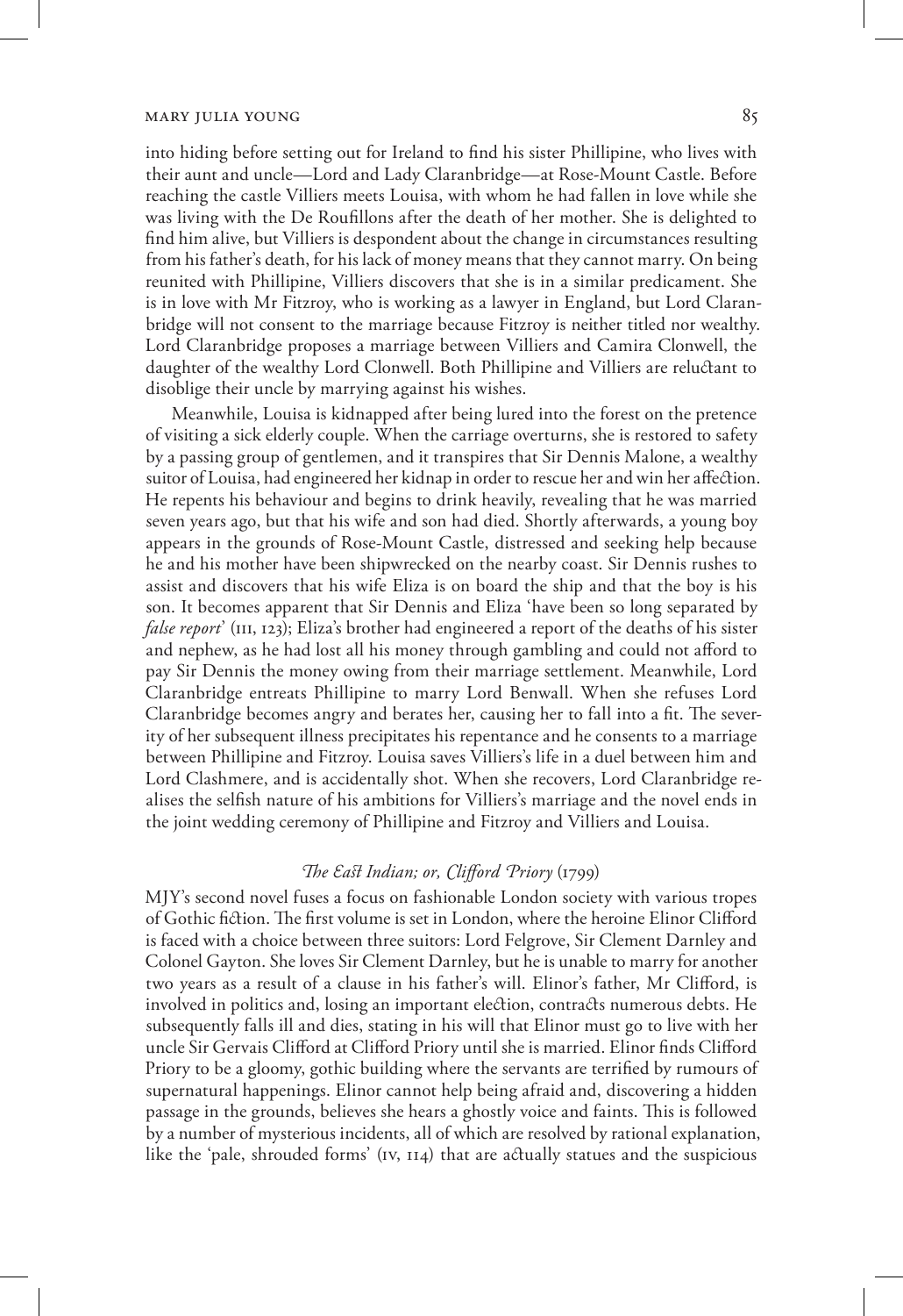into hiding before setting out for Ireland to find his sister Phillipine, who lives with their aunt and uncle—Lord and Lady Claranbridge—at Rose-Mount Castle. Before reaching the castle Villiers meets Louisa, with whom he had fallen in love while she was living with the De Roufillons after the death of her mother. She is delighted to find him alive, but Villiers is despondent about the change in circumstances resulting from his father's death, for his lack of money means that they cannot marry. On being reunited with Phillipine, Villiers discovers that she is in a similar predicament. She is in love with Mr Fitzroy, who is working as a lawyer in England, but Lord Claranbridge will not consent to the marriage because Fitzroy is neither titled nor wealthy. Lord Claranbridge proposes a marriage between Villiers and Camira Clonwell, the daughter of the wealthy Lord Clonwell. Both Phillipine and Villiers are reluctant to disoblige their uncle by marrying against his wishes.

Meanwhile, Louisa is kidnapped after being lured into the forest on the pretence of visiting a sick elderly couple. When the carriage overturns, she is restored to safety by a passing group of gentlemen, and it transpires that Sir Dennis Malone, a wealthy suitor of Louisa, had engineered her kidnap in order to rescue her and win her affection. He repents his behaviour and begins to drink heavily, revealing that he was married seven years ago, but that his wife and son had died. Shortly afterwards, a young boy appears in the grounds of Rose-Mount Castle, distressed and seeking help because he and his mother have been shipwrecked on the nearby coast. Sir Dennis rushes to assist and discovers that his wife Eliza is on board the ship and that the boy is his son. It becomes apparent that Sir Dennis and Eliza 'have been so long separated by *false report*' (III, 123); Eliza's brother had engineered a report of the deaths of his sister and nephew, as he had lost all his money through gambling and could not afford to pay Sir Dennis the money owing from their marriage settlement. Meanwhile, Lord Claranbridge entreats Phillipine to marry Lord Benwall. When she refuses Lord Claranbridge becomes angry and berates her, causing her to fall into a fit. The severity of her subsequent illness precipitates his repentance and he consents to a marriage between Phillipine and Fitzroy. Louisa saves Villiers's life in a duel between him and Lord Clashmere, and is accidentally shot. When she recovers, Lord Claranbridge realises the selfish nature of his ambitions for Villiers's marriage and the novel ends in the joint wedding ceremony of Phillipine and Fitzroy and Villiers and Louisa.

### *The East Indian; or, Clifford Priory* (1799)

MJY's second novel fuses a focus on fashionable London society with various tropes of Gothic fiction. The first volume is set in London, where the heroine Elinor Clifford is faced with a choice between three suitors: Lord Felgrove, Sir Clement Darnley and Colonel Gayton. She loves Sir Clement Darnley, but he is unable to marry for another two years as a result of a clause in his father's will. Elinor's father, Mr Clifford, is involved in politics and, losing an important election, contracts numerous debts. He subsequently falls ill and dies, stating in his will that Elinor must go to live with her uncle Sir Gervais Clifford at Clifford Priory until she is married. Elinor finds Clifford Priory to be a gloomy, gothic building where the servants are terrified by rumours of supernatural happenings. Elinor cannot help being afraid and, discovering a hidden passage in the grounds, believes she hears a ghostly voice and faints. This is followed by a number of mysterious incidents, all of which are resolved by rational explanation, like the 'pale, shrouded forms' (IV, 114) that are actually statues and the suspicious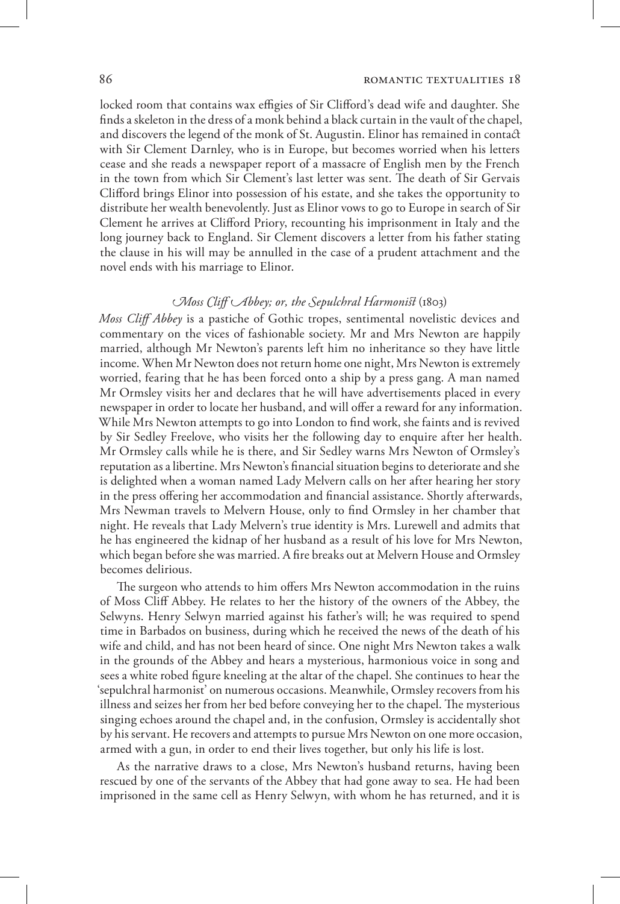locked room that contains wax effigies of Sir Clifford's dead wife and daughter. She finds a skeleton in the dress of a monk behind a black curtain in the vault of the chapel, and discovers the legend of the monk of St. Augustin. Elinor has remained in contact with Sir Clement Darnley, who is in Europe, but becomes worried when his letters cease and she reads a newspaper report of a massacre of English men by the French in the town from which Sir Clement's last letter was sent. The death of Sir Gervais Clifford brings Elinor into possession of his estate, and she takes the opportunity to distribute her wealth benevolently. Just as Elinor vows to go to Europe in search of Sir Clement he arrives at Clifford Priory, recounting his imprisonment in Italy and the long journey back to England. Sir Clement discovers a letter from his father stating the clause in his will may be annulled in the case of a prudent attachment and the novel ends with his marriage to Elinor.

### *Moss Cliff Abbey; or, the Sepulchral Harmonist* (1803)

*Moss Cliff Abbey* is a pastiche of Gothic tropes, sentimental novelistic devices and commentary on the vices of fashionable society. Mr and Mrs Newton are happily married, although Mr Newton's parents left him no inheritance so they have little income. When Mr Newton does not return home one night, Mrs Newton is extremely worried, fearing that he has been forced onto a ship by a press gang. A man named Mr Ormsley visits her and declares that he will have advertisements placed in every newspaper in order to locate her husband, and will offer a reward for any information. While Mrs Newton attempts to go into London to find work, she faints and is revived by Sir Sedley Freelove, who visits her the following day to enquire after her health. Mr Ormsley calls while he is there, and Sir Sedley warns Mrs Newton of Ormsley's reputation as a libertine. Mrs Newton's financial situation begins to deteriorate and she is delighted when a woman named Lady Melvern calls on her after hearing her story in the press offering her accommodation and financial assistance. Shortly afterwards, Mrs Newman travels to Melvern House, only to find Ormsley in her chamber that night. He reveals that Lady Melvern's true identity is Mrs. Lurewell and admits that he has engineered the kidnap of her husband as a result of his love for Mrs Newton, which began before she was married. A fire breaks out at Melvern House and Ormsley becomes delirious.

The surgeon who attends to him offers Mrs Newton accommodation in the ruins of Moss Cliff Abbey. He relates to her the history of the owners of the Abbey, the Selwyns. Henry Selwyn married against his father's will; he was required to spend time in Barbados on business, during which he received the news of the death of his wife and child, and has not been heard of since. One night Mrs Newton takes a walk in the grounds of the Abbey and hears a mysterious, harmonious voice in song and sees a white robed figure kneeling at the altar of the chapel. She continues to hear the 'sepulchral harmonist' on numerous occasions. Meanwhile, Ormsley recovers from his illness and seizes her from her bed before conveying her to the chapel. The mysterious singing echoes around the chapel and, in the confusion, Ormsley is accidentally shot by his servant. He recovers and attempts to pursue Mrs Newton on one more occasion, armed with a gun, in order to end their lives together, but only his life is lost.

As the narrative draws to a close, Mrs Newton's husband returns, having been rescued by one of the servants of the Abbey that had gone away to sea. He had been imprisoned in the same cell as Henry Selwyn, with whom he has returned, and it is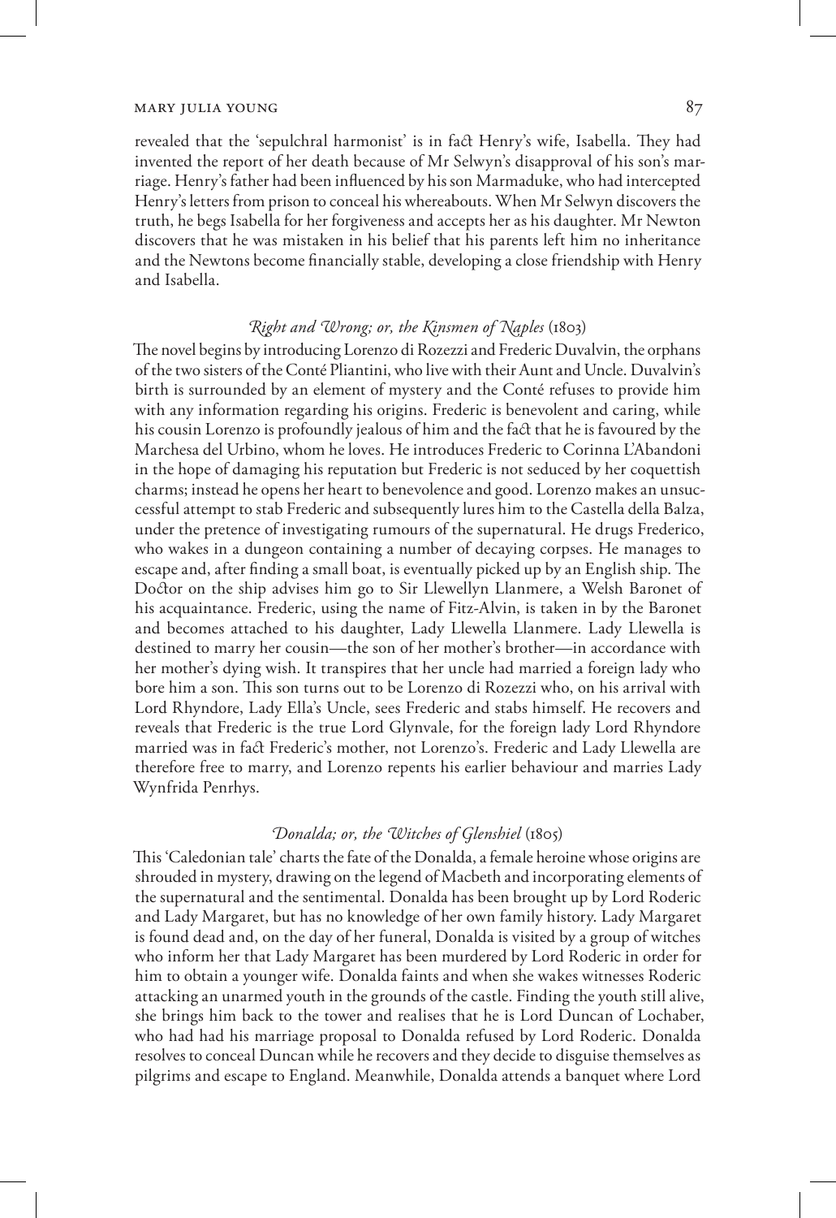revealed that the 'sepulchral harmonist' is in fact Henry's wife, Isabella. They had invented the report of her death because of Mr Selwyn's disapproval of his son's marriage. Henry's father had been influenced by his son Marmaduke, who had intercepted Henry's letters from prison to conceal his whereabouts. When Mr Selwyn discovers the truth, he begs Isabella for her forgiveness and accepts her as his daughter. Mr Newton discovers that he was mistaken in his belief that his parents left him no inheritance and the Newtons become financially stable, developing a close friendship with Henry and Isabella.

### *Right and Wrong; or, the Kinsmen of Naples* (1803)

The novel begins by introducing Lorenzo di Rozezzi and Frederic Duvalvin, the orphans of the two sisters of the Conté Pliantini, who live with their Aunt and Uncle. Duvalvin's birth is surrounded by an element of mystery and the Conté refuses to provide him with any information regarding his origins. Frederic is benevolent and caring, while his cousin Lorenzo is profoundly jealous of him and the fact that he is favoured by the Marchesa del Urbino, whom he loves. He introduces Frederic to Corinna L'Abandoni in the hope of damaging his reputation but Frederic is not seduced by her coquettish charms; instead he opens her heart to benevolence and good. Lorenzo makes an unsuccessful attempt to stab Frederic and subsequently lures him to the Castella della Balza, under the pretence of investigating rumours of the supernatural. He drugs Frederico, who wakes in a dungeon containing a number of decaying corpses. He manages to escape and, after finding a small boat, is eventually picked up by an English ship. The Doctor on the ship advises him go to Sir Llewellyn Llanmere, a Welsh Baronet of his acquaintance. Frederic, using the name of Fitz-Alvin, is taken in by the Baronet and becomes attached to his daughter, Lady Llewella Llanmere. Lady Llewella is destined to marry her cousin—the son of her mother's brother—in accordance with her mother's dying wish. It transpires that her uncle had married a foreign lady who bore him a son. This son turns out to be Lorenzo di Rozezzi who, on his arrival with Lord Rhyndore, Lady Ella's Uncle, sees Frederic and stabs himself. He recovers and reveals that Frederic is the true Lord Glynvale, for the foreign lady Lord Rhyndore married was in fact Frederic's mother, not Lorenzo's. Frederic and Lady Llewella are therefore free to marry, and Lorenzo repents his earlier behaviour and marries Lady Wynfrida Penrhys.

### *Donalda; or, the Witches of Glenshiel* (1805)

This 'Caledonian tale' charts the fate of the Donalda, a female heroine whose origins are shrouded in mystery, drawing on the legend of Macbeth and incorporating elements of the supernatural and the sentimental. Donalda has been brought up by Lord Roderic and Lady Margaret, but has no knowledge of her own family history. Lady Margaret is found dead and, on the day of her funeral, Donalda is visited by a group of witches who inform her that Lady Margaret has been murdered by Lord Roderic in order for him to obtain a younger wife. Donalda faints and when she wakes witnesses Roderic attacking an unarmed youth in the grounds of the castle. Finding the youth still alive, she brings him back to the tower and realises that he is Lord Duncan of Lochaber, who had had his marriage proposal to Donalda refused by Lord Roderic. Donalda resolves to conceal Duncan while he recovers and they decide to disguise themselves as pilgrims and escape to England. Meanwhile, Donalda attends a banquet where Lord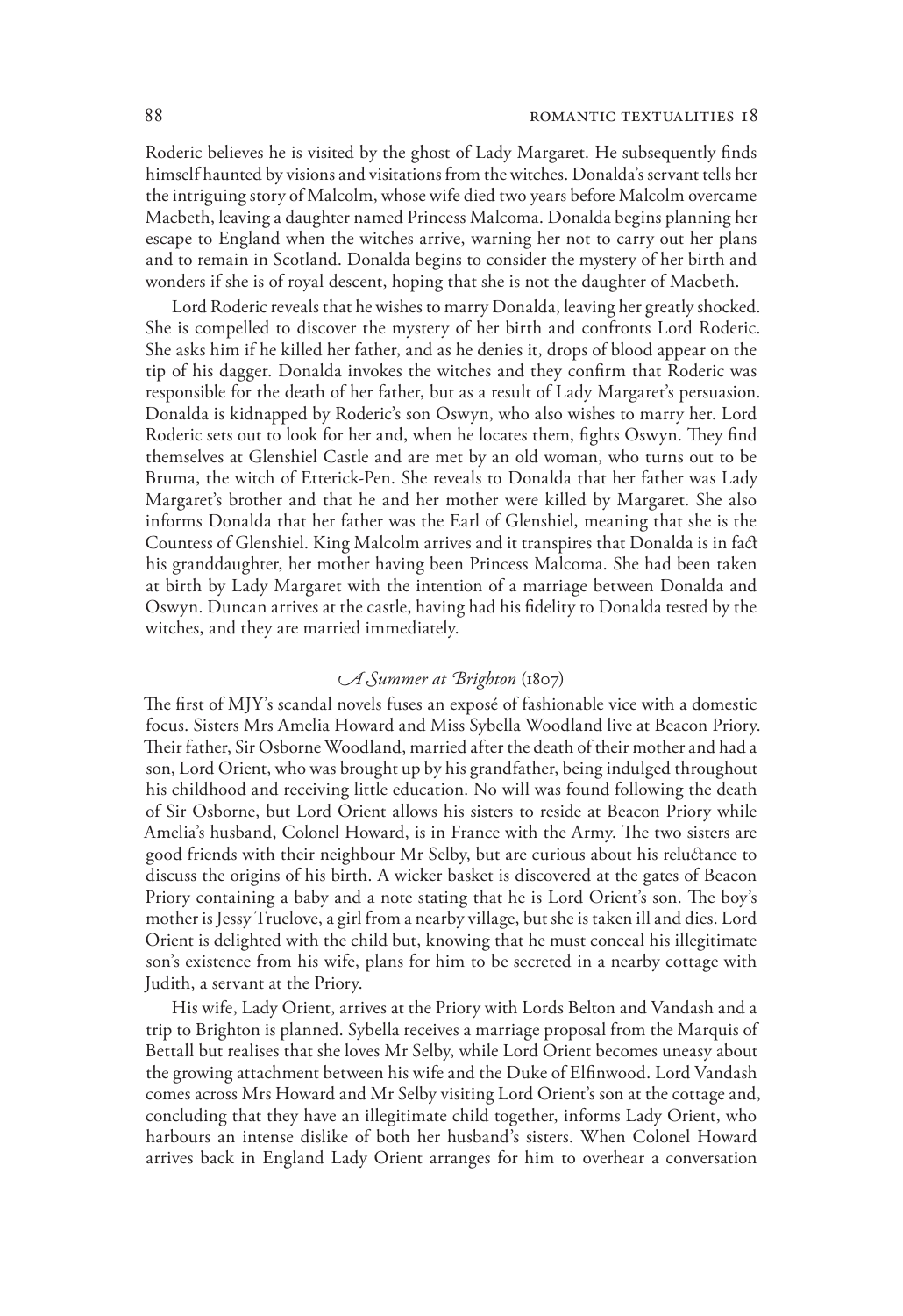Roderic believes he is visited by the ghost of Lady Margaret. He subsequently finds himself haunted by visions and visitations from the witches. Donalda's servant tells her the intriguing story of Malcolm, whose wife died two years before Malcolm overcame Macbeth, leaving a daughter named Princess Malcoma. Donalda begins planning her escape to England when the witches arrive, warning her not to carry out her plans and to remain in Scotland. Donalda begins to consider the mystery of her birth and wonders if she is of royal descent, hoping that she is not the daughter of Macbeth.

Lord Roderic reveals that he wishes to marry Donalda, leaving her greatly shocked. She is compelled to discover the mystery of her birth and confronts Lord Roderic. She asks him if he killed her father, and as he denies it, drops of blood appear on the tip of his dagger. Donalda invokes the witches and they confirm that Roderic was responsible for the death of her father, but as a result of Lady Margaret's persuasion. Donalda is kidnapped by Roderic's son Oswyn, who also wishes to marry her. Lord Roderic sets out to look for her and, when he locates them, fights Oswyn. They find themselves at Glenshiel Castle and are met by an old woman, who turns out to be Bruma, the witch of Etterick-Pen. She reveals to Donalda that her father was Lady Margaret's brother and that he and her mother were killed by Margaret. She also informs Donalda that her father was the Earl of Glenshiel, meaning that she is the Countess of Glenshiel. King Malcolm arrives and it transpires that Donalda is in fact his granddaughter, her mother having been Princess Malcoma. She had been taken at birth by Lady Margaret with the intention of a marriage between Donalda and Oswyn. Duncan arrives at the castle, having had his fidelity to Donalda tested by the witches, and they are married immediately.

### *A Summer at Brighton* (1807)

The first of MJY's scandal novels fuses an exposé of fashionable vice with a domestic focus. Sisters Mrs Amelia Howard and Miss Sybella Woodland live at Beacon Priory. Their father, Sir Osborne Woodland, married after the death of their mother and had a son, Lord Orient, who was brought up by his grandfather, being indulged throughout his childhood and receiving little education. No will was found following the death of Sir Osborne, but Lord Orient allows his sisters to reside at Beacon Priory while Amelia's husband, Colonel Howard, is in France with the Army. The two sisters are good friends with their neighbour Mr Selby, but are curious about his reluctance to discuss the origins of his birth. A wicker basket is discovered at the gates of Beacon Priory containing a baby and a note stating that he is Lord Orient's son. The boy's mother is Jessy Truelove, a girl from a nearby village, but she is taken ill and dies. Lord Orient is delighted with the child but, knowing that he must conceal his illegitimate son's existence from his wife, plans for him to be secreted in a nearby cottage with Judith, a servant at the Priory.

His wife, Lady Orient, arrives at the Priory with Lords Belton and Vandash and a trip to Brighton is planned. Sybella receives a marriage proposal from the Marquis of Bettall but realises that she loves Mr Selby, while Lord Orient becomes uneasy about the growing attachment between his wife and the Duke of Elfinwood. Lord Vandash comes across Mrs Howard and Mr Selby visiting Lord Orient's son at the cottage and, concluding that they have an illegitimate child together, informs Lady Orient, who harbours an intense dislike of both her husband's sisters. When Colonel Howard arrives back in England Lady Orient arranges for him to overhear a conversation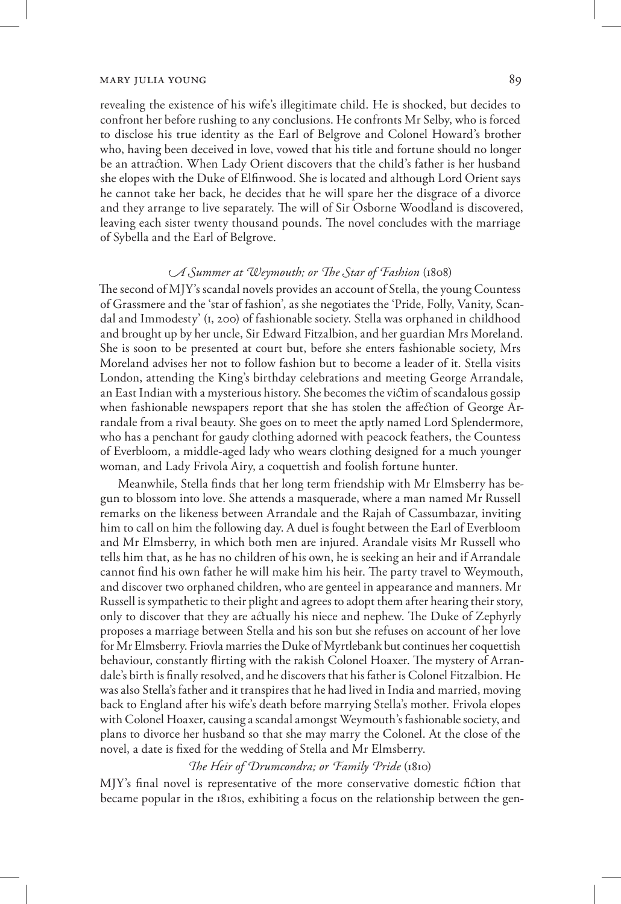revealing the existence of his wife's illegitimate child. He is shocked, but decides to confront her before rushing to any conclusions. He confronts Mr Selby, who is forced to disclose his true identity as the Earl of Belgrove and Colonel Howard's brother who, having been deceived in love, vowed that his title and fortune should no longer be an attraction. When Lady Orient discovers that the child's father is her husband she elopes with the Duke of Elfinwood. She is located and although Lord Orient says he cannot take her back, he decides that he will spare her the disgrace of a divorce and they arrange to live separately. The will of Sir Osborne Woodland is discovered, leaving each sister twenty thousand pounds. The novel concludes with the marriage of Sybella and the Earl of Belgrove.

### *A Summer at Weymouth; or The Star of Fashion* (1808)

The second of MJY's scandal novels provides an account of Stella, the young Countess of Grassmere and the 'star of fashion', as she negotiates the 'Pride, Folly, Vanity, Scandal and Immodesty' (I, 200) of fashionable society. Stella was orphaned in childhood and brought up by her uncle, Sir Edward Fitzalbion, and her guardian Mrs Moreland. She is soon to be presented at court but, before she enters fashionable society, Mrs Moreland advises her not to follow fashion but to become a leader of it. Stella visits London, attending the King's birthday celebrations and meeting George Arrandale, an East Indian with a mysterious history. She becomes the victim of scandalous gossip when fashionable newspapers report that she has stolen the affection of George Arrandale from a rival beauty. She goes on to meet the aptly named Lord Splendermore, who has a penchant for gaudy clothing adorned with peacock feathers, the Countess of Everbloom, a middle-aged lady who wears clothing designed for a much younger woman, and Lady Frivola Airy, a coquettish and foolish fortune hunter.

Meanwhile, Stella finds that her long term friendship with Mr Elmsberry has begun to blossom into love. She attends a masquerade, where a man named Mr Russell remarks on the likeness between Arrandale and the Rajah of Cassumbazar, inviting him to call on him the following day. A duel is fought between the Earl of Everbloom and Mr Elmsberry, in which both men are injured. Arrandale visits Mr Russell who tells him that, as he has no children of his own, he is seeking an heir and if Arrandale cannot find his own father he will make him his heir. The party travel to Weymouth, and discover two orphaned children, who are genteel in appearance and manners. Mr Russell is sympathetic to their plight and agrees to adopt them after hearing their story, only to discover that they are actually his niece and nephew. The Duke of Zephyrly proposes a marriage between Stella and his son but she refuses on account of her love for Mr Elmsberry. Friovla marries the Duke of Myrtlebank but continues her coquettish behaviour, constantly flirting with the rakish Colonel Hoaxer. The mystery of Arrandale's birth is finally resolved, and he discovers that his father is Colonel Fitzalbion. He was also Stella's father and it transpires that he had lived in India and married, moving back to England after his wife's death before marrying Stella's mother. Frivola elopes with Colonel Hoaxer, causing a scandal amongst Weymouth's fashionable society, and plans to divorce her husband so that she may marry the Colonel. At the close of the novel, a date is fixed for the wedding of Stella and Mr Elmsberry.

### *The Heir of Drumcondra; or Family Pride* (1810)

MJY's final novel is representative of the more conservative domestic fiction that became popular in the 1810s, exhibiting a focus on the relationship between the gen-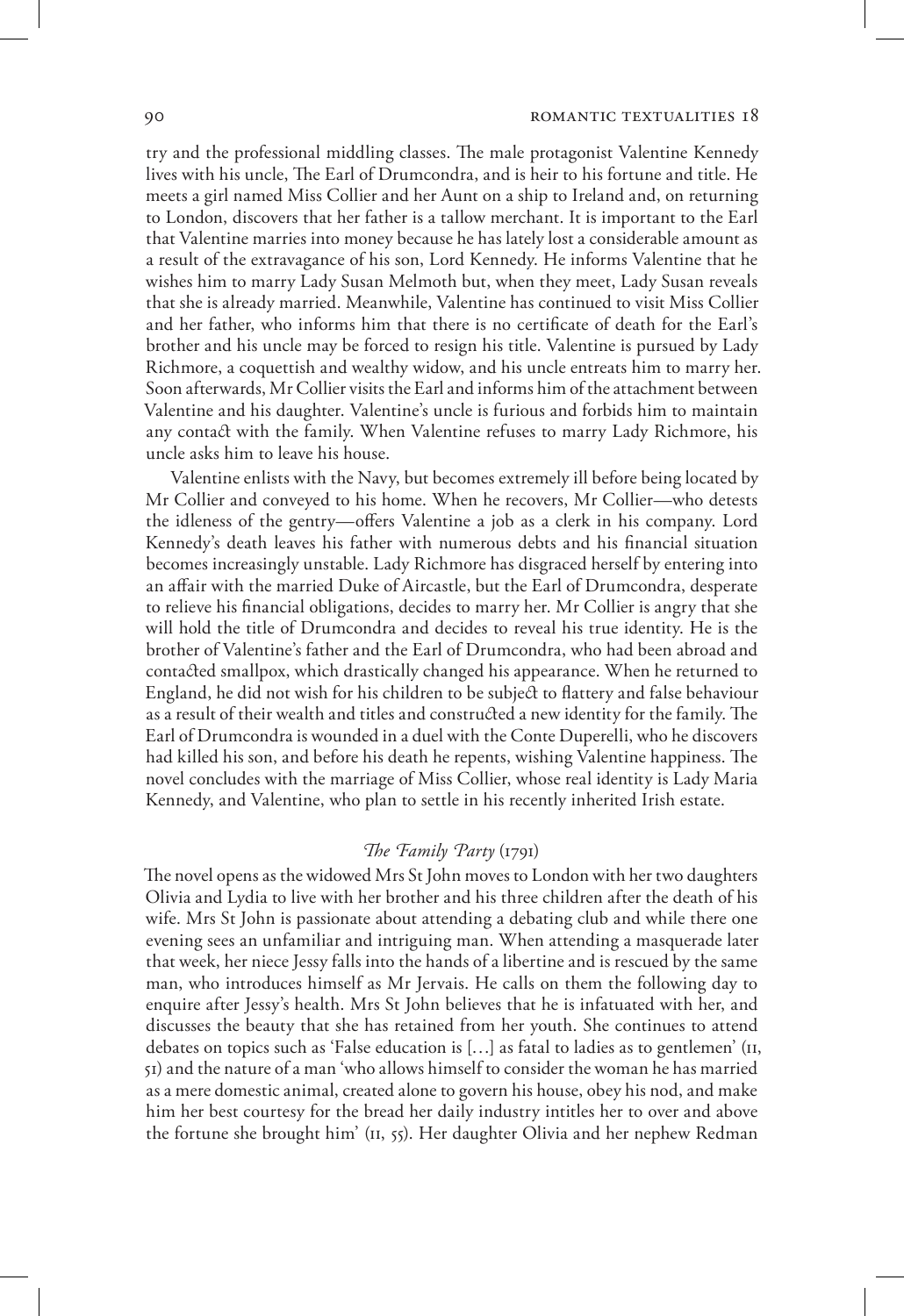try and the professional middling classes. The male protagonist Valentine Kennedy lives with his uncle, The Earl of Drumcondra, and is heir to his fortune and title. He meets a girl named Miss Collier and her Aunt on a ship to Ireland and, on returning to London, discovers that her father is a tallow merchant. It is important to the Earl that Valentine marries into money because he has lately lost a considerable amount as a result of the extravagance of his son, Lord Kennedy. He informs Valentine that he wishes him to marry Lady Susan Melmoth but, when they meet, Lady Susan reveals that she is already married. Meanwhile, Valentine has continued to visit Miss Collier and her father, who informs him that there is no certificate of death for the Earl's brother and his uncle may be forced to resign his title. Valentine is pursued by Lady Richmore, a coquettish and wealthy widow, and his uncle entreats him to marry her. Soon afterwards, Mr Collier visits the Earl and informs him of the attachment between Valentine and his daughter. Valentine's uncle is furious and forbids him to maintain any contact with the family. When Valentine refuses to marry Lady Richmore, his uncle asks him to leave his house.

Valentine enlists with the Navy, but becomes extremely ill before being located by Mr Collier and conveyed to his home. When he recovers, Mr Collier—who detests the idleness of the gentry—offers Valentine a job as a clerk in his company. Lord Kennedy's death leaves his father with numerous debts and his financial situation becomes increasingly unstable. Lady Richmore has disgraced herself by entering into an affair with the married Duke of Aircastle, but the Earl of Drumcondra, desperate to relieve his financial obligations, decides to marry her. Mr Collier is angry that she will hold the title of Drumcondra and decides to reveal his true identity. He is the brother of Valentine's father and the Earl of Drumcondra, who had been abroad and contacted smallpox, which drastically changed his appearance. When he returned to England, he did not wish for his children to be subject to flattery and false behaviour as a result of their wealth and titles and constructed a new identity for the family. The Earl of Drumcondra is wounded in a duel with the Conte Duperelli, who he discovers had killed his son, and before his death he repents, wishing Valentine happiness. The novel concludes with the marriage of Miss Collier, whose real identity is Lady Maria Kennedy, and Valentine, who plan to settle in his recently inherited Irish estate.

### *The Family Party* (1791)

The novel opens as the widowed Mrs St John moves to London with her two daughters Olivia and Lydia to live with her brother and his three children after the death of his wife. Mrs St John is passionate about attending a debating club and while there one evening sees an unfamiliar and intriguing man. When attending a masquerade later that week, her niece Jessy falls into the hands of a libertine and is rescued by the same man, who introduces himself as Mr Jervais. He calls on them the following day to enquire after Jessy's health. Mrs St John believes that he is infatuated with her, and discusses the beauty that she has retained from her youth. She continues to attend debates on topics such as 'False education is […] as fatal to ladies as to gentlemen' (II, 51) and the nature of a man 'who allows himself to consider the woman he has married as a mere domestic animal, created alone to govern his house, obey his nod, and make him her best courtesy for the bread her daily industry intitles her to over and above the fortune she brought him' (II, 55). Her daughter Olivia and her nephew Redman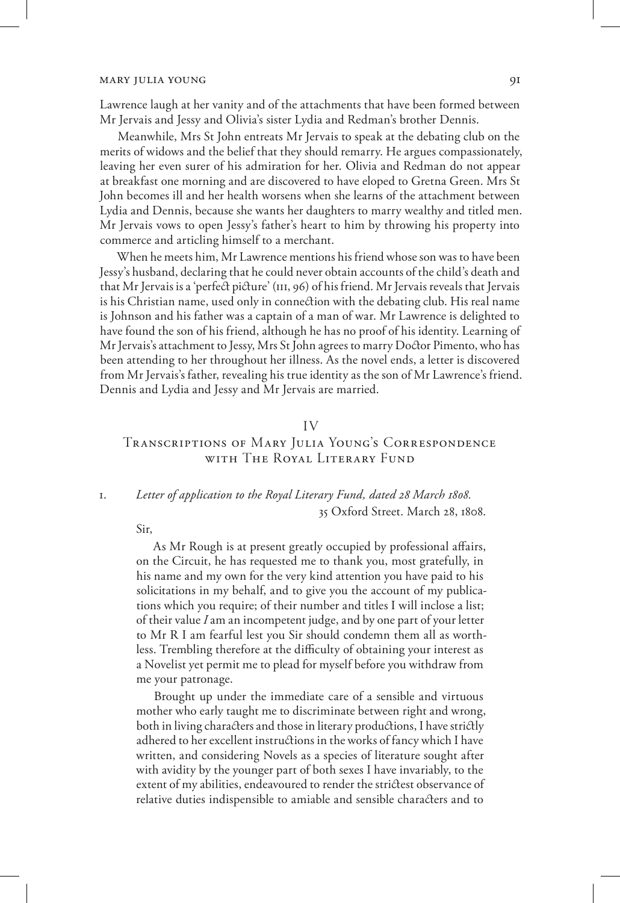Lawrence laugh at her vanity and of the attachments that have been formed between Mr Jervais and Jessy and Olivia's sister Lydia and Redman's brother Dennis.

Meanwhile, Mrs St John entreats Mr Jervais to speak at the debating club on the merits of widows and the belief that they should remarry. He argues compassionately, leaving her even surer of his admiration for her. Olivia and Redman do not appear at breakfast one morning and are discovered to have eloped to Gretna Green. Mrs St John becomes ill and her health worsens when she learns of the attachment between Lydia and Dennis, because she wants her daughters to marry wealthy and titled men. Mr Jervais vows to open Jessy's father's heart to him by throwing his property into commerce and articling himself to a merchant.

When he meets him, Mr Lawrence mentions his friend whose son was to have been Jessy's husband, declaring that he could never obtain accounts of the child's death and that Mr Jervais is a 'perfect picture' (III, 96) of his friend. Mr Jervais reveals that Jervais is his Christian name, used only in connection with the debating club. His real name is Johnson and his father was a captain of a man of war. Mr Lawrence is delighted to have found the son of his friend, although he has no proof of his identity. Learning of Mr Jervais's attachment to Jessy, Mrs St John agrees to marry Doctor Pimento, who has been attending to her throughout her illness. As the novel ends, a letter is discovered from Mr Jervais's father, revealing his true identity as the son of Mr Lawrence's friend. Dennis and Lydia and Jessy and Mr Jervais are married.

## IV
## Transcriptions of Mary Julia Young's Correspondence with The Royal Literary Fund

1. *Letter of application to the Royal Literary Fund, dated 28 March 1808.*

35 Oxford Street. March 28, 1808.

Sir,

As Mr Rough is at present greatly occupied by professional affairs, on the Circuit, he has requested me to thank you, most gratefully, in his name and my own for the very kind attention you have paid to his solicitations in my behalf, and to give you the account of my publications which you require; of their number and titles I will inclose a list; of their value *I* am an incompetent judge, and by one part of your letter to Mr R I am fearful lest you Sir should condemn them all as worthless. Trembling therefore at the difficulty of obtaining your interest as a Novelist yet permit me to plead for myself before you withdraw from me your patronage.

Brought up under the immediate care of a sensible and virtuous mother who early taught me to discriminate between right and wrong, both in living characters and those in literary productions, I have strictly adhered to her excellent instructions in the works of fancy which I have written, and considering Novels as a species of literature sought after with avidity by the younger part of both sexes I have invariably, to the extent of my abilities, endeavoured to render the strictest observance of relative duties indispensible to amiable and sensible characters and to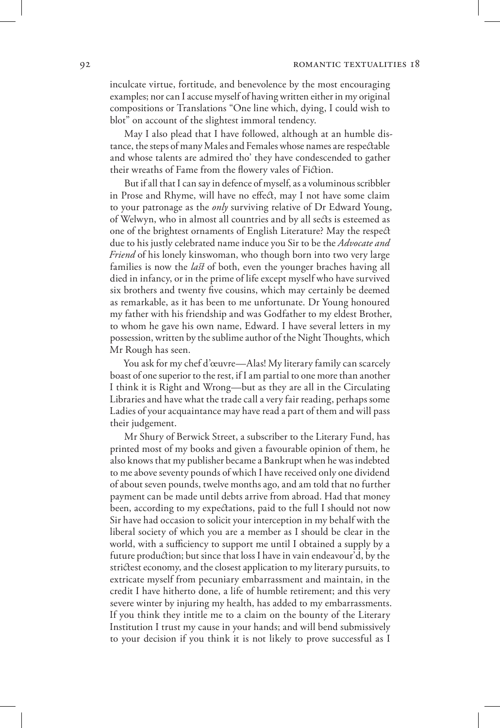inculcate virtue, fortitude, and benevolence by the most encouraging examples; nor can I accuse myself of having written either in my original compositions or Translations "One line which, dying, I could wish to blot" on account of the slightest immoral tendency.

May I also plead that I have followed, although at an humble distance, the steps of many Males and Females whose names are respectable and whose talents are admired tho' they have condescended to gather their wreaths of Fame from the flowery vales of Fiction.

But if all that I can say in defence of myself, as a voluminous scribbler in Prose and Rhyme, will have no effect, may I not have some claim to your patronage as the *only* surviving relative of Dr Edward Young, of Welwyn, who in almost all countries and by all sects is esteemed as one of the brightest ornaments of English Literature? May the respect due to his justly celebrated name induce you Sir to be the *Advocate and Friend* of his lonely kinswoman, who though born into two very large families is now the *last* of both, even the younger braches having all died in infancy, or in the prime of life except myself who have survived six brothers and twenty five cousins, which may certainly be deemed as remarkable, as it has been to me unfortunate. Dr Young honoured my father with his friendship and was Godfather to my eldest Brother, to whom he gave his own name, Edward. I have several letters in my possession, written by the sublime author of the Night Thoughts, which Mr Rough has seen.

You ask for my chef d'œuvre—Alas! My literary family can scarcely boast of one superior to the rest, if I am partial to one more than another I think it is Right and Wrong—but as they are all in the Circulating Libraries and have what the trade call a very fair reading, perhaps some Ladies of your acquaintance may have read a part of them and will pass their judgement.

Mr Shury of Berwick Street, a subscriber to the Literary Fund, has printed most of my books and given a favourable opinion of them, he also knows that my publisher became a Bankrupt when he was indebted to me above seventy pounds of which I have received only one dividend of about seven pounds, twelve months ago, and am told that no further payment can be made until debts arrive from abroad. Had that money been, according to my expectations, paid to the full I should not now Sir have had occasion to solicit your interception in my behalf with the liberal society of which you are a member as I should be clear in the world, with a sufficiency to support me until I obtained a supply by a future production; but since that loss I have in vain endeavour'd, by the strictest economy, and the closest application to my literary pursuits, to extricate myself from pecuniary embarrassment and maintain, in the credit I have hitherto done, a life of humble retirement; and this very severe winter by injuring my health, has added to my embarrassments. If you think they intitle me to a claim on the bounty of the Literary Institution I trust my cause in your hands; and will bend submissively to your decision if you think it is not likely to prove successful as I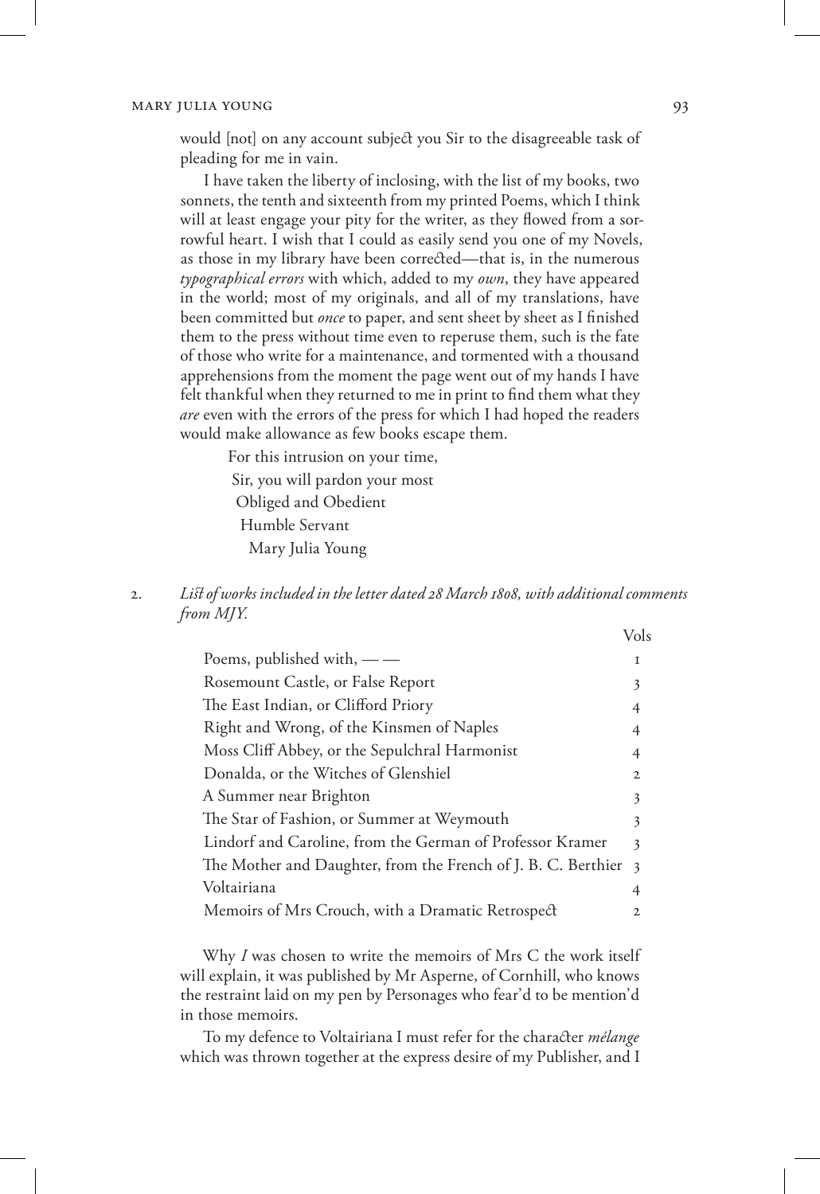would [not] on any account subject you Sir to the disagreeable task of pleading for me in vain.

I have taken the liberty of inclosing, with the list of my books, two sonnets, the tenth and sixteenth from my printed Poems, which I think will at least engage your pity for the writer, as they flowed from a sorrowful heart. I wish that I could as easily send you one of my Novels, as those in my library have been corrected—that is, in the numerous *typographical errors* with which, added to my *own*, they have appeared in the world; most of my originals, and all of my translations, have been committed but *once* to paper, and sent sheet by sheet as I finished them to the press without time even to reperuse them, such is the fate of those who write for a maintenance, and tormented with a thousand apprehensions from the moment the page went out of my hands I have felt thankful when they returned to me in print to find them what they *are* even with the errors of the press for which I had hoped the readers would make allowance as few books escape them.

For this intrusion on your time,
Sir, you will pardon your most
Obliged and Obedient
Humble Servant
Mary Julia Young

2. *List of works included in the letter dated 28 March 1808, with additional comments from MJY.*

| | Vols |
|---|---|
| Poems, published with, — — | 1 |
| Rosemount Castle, or False Report | 3 |
| The East Indian, or Clifford Priory | 4 |
| Right and Wrong, of the Kinsmen of Naples | 4 |
| Moss Cliff Abbey, or the Sepulchral Harmonist | 4 |
| Donalda, or the Witches of Glenshiel | 2 |
| A Summer near Brighton | 3 |
| The Star of Fashion, or Summer at Weymouth | 3 |
| Lindorf and Caroline, from the German of Professor Kramer | 3 |
| The Mother and Daughter, from the French of J. B. C. Berthier | 3 |
| Voltairiana | 4 |
| Memoirs of Mrs Crouch, with a Dramatic Retrospect | 2 |

Why *I* was chosen to write the memoirs of Mrs C the work itself will explain, it was published by Mr Asperne, of Cornhill, who knows the restraint laid on my pen by Personages who fear'd to be mention'd in those memoirs.

To my defence to Voltairiana I must refer for the character *mélange* which was thrown together at the express desire of my Publisher, and I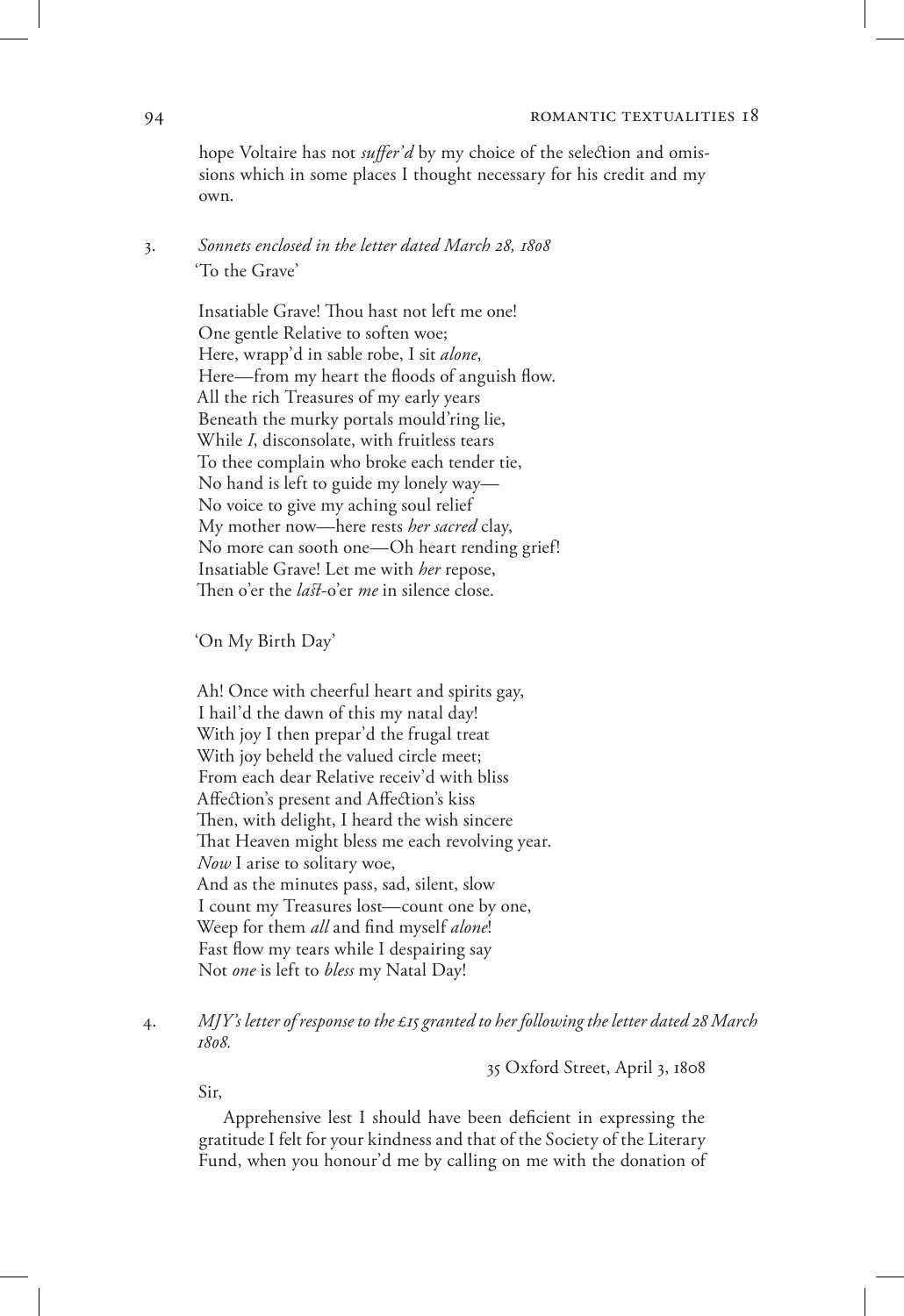hope Voltaire has not *suffer'd* by my choice of the selection and omissions which in some places I thought necessary for his credit and my own.

3. *Sonnets enclosed in the letter dated March 28, 1808*

'To the Grave'

Insatiable Grave! Thou hast not left me one!
One gentle Relative to soften woe;
Here, wrapp'd in sable robe, I sit *alone*,
Here—from my heart the floods of anguish flow.
All the rich Treasures of my early years
Beneath the murky portals mould'ring lie,
While *I*, disconsolate, with fruitless tears
To thee complain who broke each tender tie,
No hand is left to guide my lonely way—
No voice to give my aching soul relief
My mother now—here rests *her sacred* clay,
No more can sooth one—Oh heart rending grief!
Insatiable Grave! Let me with *her* repose,
Then o'er the *last*-o'er *me* in silence close.

'On My Birth Day'

Ah! Once with cheerful heart and spirits gay,
I hail'd the dawn of this my natal day!
With joy I then prepar'd the frugal treat
With joy beheld the valued circle meet;
From each dear Relative receiv'd with bliss
Affection's present and Affection's kiss
Then, with delight, I heard the wish sincere
That Heaven might bless me each revolving year.
*Now* I arise to solitary woe,
And as the minutes pass, sad, silent, slow
I count my Treasures lost—count one by one,
Weep for them *all* and find myself *alone*!
Fast flow my tears while I despairing say
Not *one* is left to *bless* my Natal Day!

4. *MJY's letter of response to the £15 granted to her following the letter dated 28 March 1808.*

35 Oxford Street, April 3, 1808

Sir,

Apprehensive lest I should have been deficient in expressing the gratitude I felt for your kindness and that of the Society of the Literary Fund, when you honour'd me by calling on me with the donation of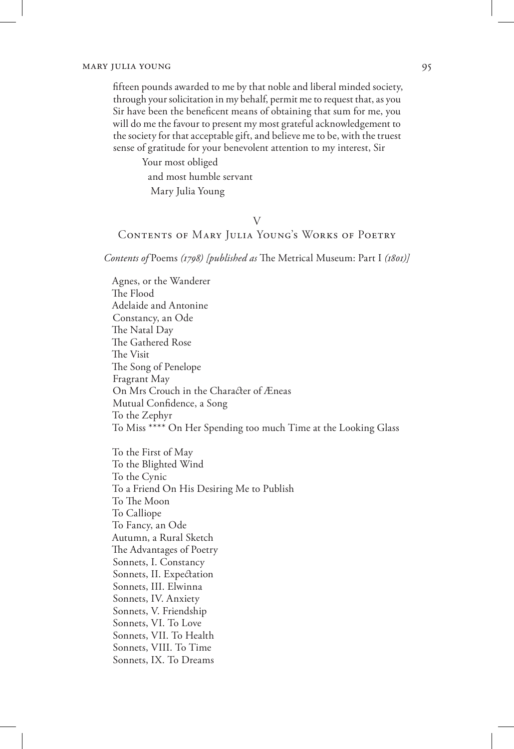fifteen pounds awarded to me by that noble and liberal minded society, through your solicitation in my behalf, permit me to request that, as you Sir have been the beneficent means of obtaining that sum for me, you will do me the favour to present my most grateful acknowledgement to the society for that acceptable gift, and believe me to be, with the truest sense of gratitude for your benevolent attention to my interest, Sir

Your most obliged  
and most humble servant  
Mary Julia Young

## V
## Contents of Mary Julia Young's Works of Poetry

*Contents of* Poems *(1798) [published as* The Metrical Museum: Part I *(1801)]*

Agnes, or the Wanderer  
The Flood  
Adelaide and Antonine  
Constancy, an Ode  
The Natal Day  
The Gathered Rose  
The Visit  
The Song of Penelope  
Fragrant May  
On Mrs Crouch in the Character of Æneas  
Mutual Confidence, a Song  
To the Zephyr  
To Miss **** On Her Spending too much Time at the Looking Glass

To the First of May  
To the Blighted Wind  
To the Cynic  
To a Friend On His Desiring Me to Publish  
To The Moon  
To Calliope  
To Fancy, an Ode  
Autumn, a Rural Sketch  
The Advantages of Poetry  
Sonnets, I. Constancy  
Sonnets, II. Expectation  
Sonnets, III. Elwinna  
Sonnets, IV. Anxiety  
Sonnets, V. Friendship  
Sonnets, VI. To Love  
Sonnets, VII. To Health  
Sonnets, VIII. To Time  
Sonnets, IX. To Dreams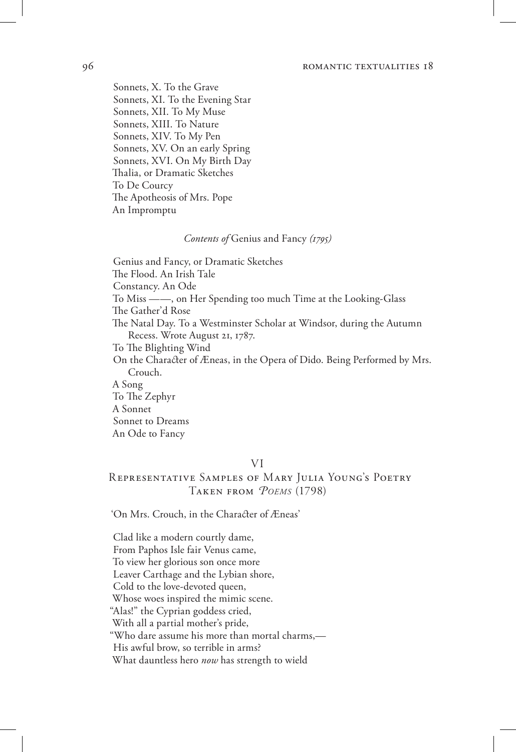Sonnets, X. To the Grave
Sonnets, XI. To the Evening Star
Sonnets, XII. To My Muse
Sonnets, XIII. To Nature
Sonnets, XIV. To My Pen
Sonnets, XV. On an early Spring
Sonnets, XVI. On My Birth Day
Thalia, or Dramatic Sketches
To De Courcy
The Apotheosis of Mrs. Pope
An Impromptu

*Contents of* Genius and Fancy *(1795)*

Genius and Fancy, or Dramatic Sketches
The Flood. An Irish Tale
Constancy. An Ode
To Miss ——, on Her Spending too much Time at the Looking-Glass
The Gather'd Rose
The Natal Day. To a Westminster Scholar at Windsor, during the Autumn Recess. Wrote August 21, 1787.
To The Blighting Wind
On the Character of Æneas, in the Opera of Dido. Being Performed by Mrs. Crouch.
A Song
To The Zephyr
A Sonnet
Sonnet to Dreams
An Ode to Fancy

## VI
## Representative Samples of Mary Julia Young's Poetry Taken from *Poems* (1798)

'On Mrs. Crouch, in the Character of Æneas'

Clad like a modern courtly dame,
From Paphos Isle fair Venus came,
To view her glorious son once more
Leaver Carthage and the Lybian shore,
Cold to the love-devoted queen,
Whose woes inspired the mimic scene.
"Alas!" the Cyprian goddess cried,
With all a partial mother's pride,
"Who dare assume his more than mortal charms,—
His awful brow, so terrible in arms?
What dauntless hero *now* has strength to wield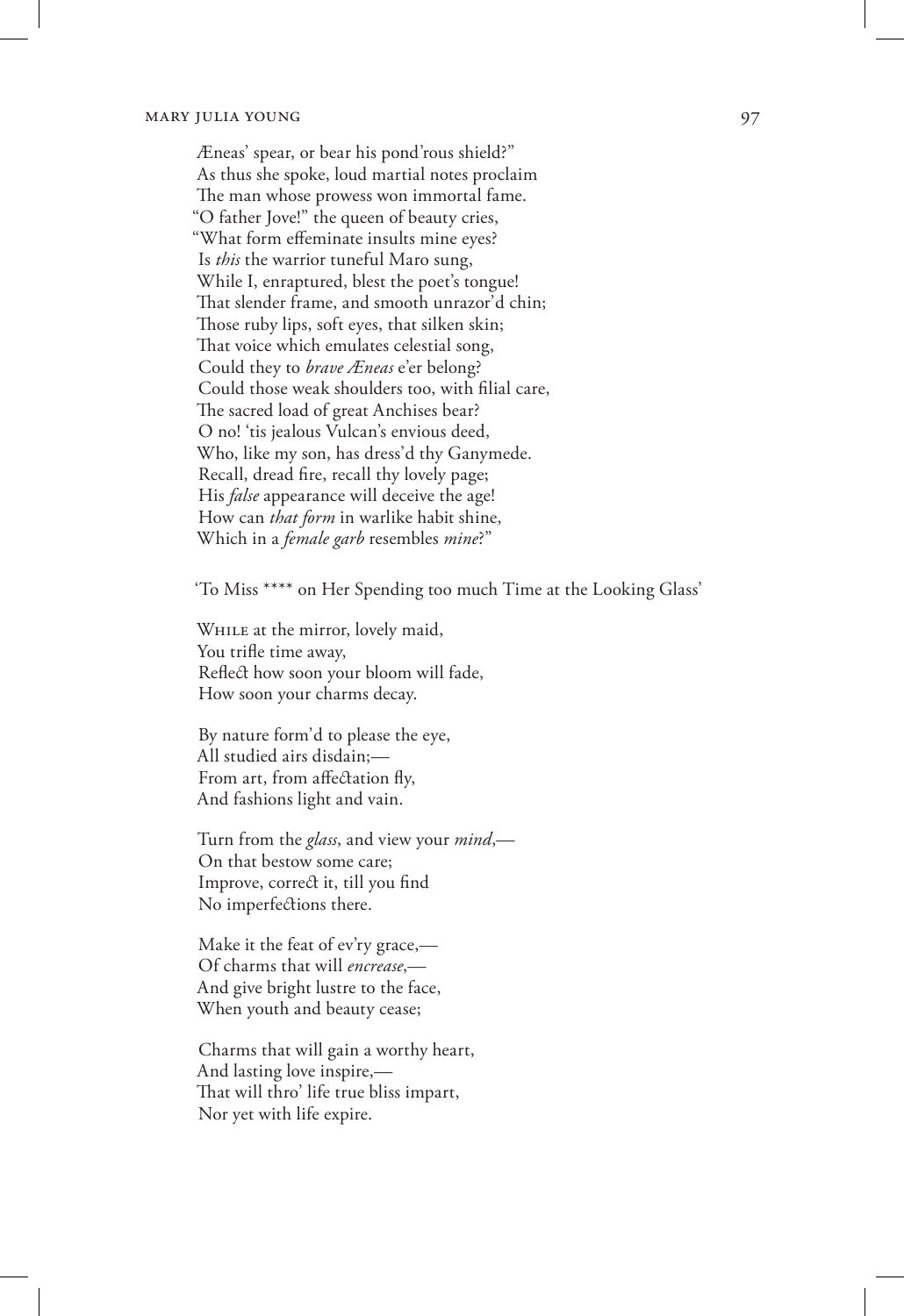Æneas' spear, or bear his pond'rous shield?"  
As thus she spoke, loud martial notes proclaim  
The man whose prowess won immortal fame.  
"O father Jove!" the queen of beauty cries,  
"What form effeminate insults mine eyes?  
Is *this* the warrior tuneful Maro sung,  
While I, enraptured, blest the poet's tongue!  
That slender frame, and smooth unrazor'd chin;  
Those ruby lips, soft eyes, that silken skin;  
That voice which emulates celestial song,  
Could they to *brave Æneas* e'er belong?  
Could those weak shoulders too, with filial care,  
The sacred load of great Anchises bear?  
O no! 'tis jealous Vulcan's envious deed,  
Who, like my son, has dress'd thy Ganymede.  
Recall, dread fire, recall thy lovely page;  
His *false* appearance will deceive the age!  
How can *that form* in warlike habit shine,  
Which in a *female garb* resembles *mine*?"

'To Miss **** on Her Spending too much Time at the Looking Glass'

While at the mirror, lovely maid,  
You trifle time away,  
Reflect how soon your bloom will fade,  
How soon your charms decay.

By nature form'd to please the eye,  
All studied airs disdain;—  
From art, from affectation fly,  
And fashions light and vain.

Turn from the *glass*, and view your *mind*,—  
On that bestow some care;  
Improve, correct it, till you find  
No imperfections there.

Make it the feat of ev'ry grace,—  
Of charms that will *encrease*,—  
And give bright lustre to the face,  
When youth and beauty cease;

Charms that will gain a worthy heart,  
And lasting love inspire,—  
That will thro' life true bliss impart,  
Nor yet with life expire.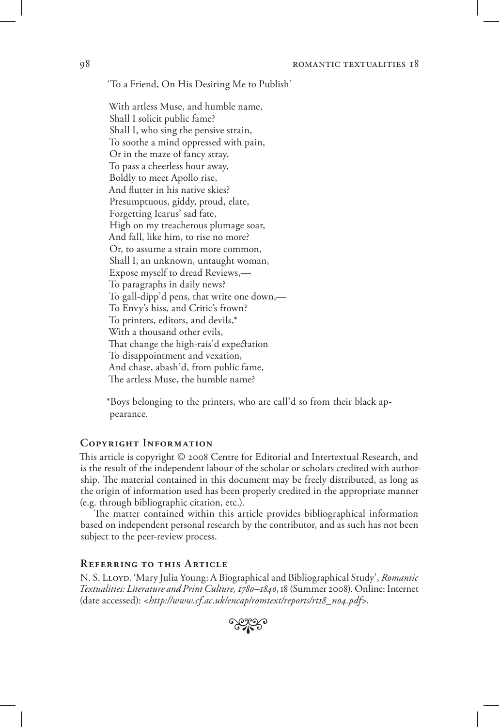'To a Friend, On His Desiring Me to Publish'

With artless Muse, and humble name,  
Shall I solicit public fame?  
Shall I, who sing the pensive strain,  
To soothe a mind oppressed with pain,  
Or in the maze of fancy stray,  
To pass a cheerless hour away,  
Boldly to meet Apollo rise,  
And flutter in his native skies?  
Presumptuous, giddy, proud, elate,  
Forgetting Icarus' sad fate,  
High on my treacherous plumage soar,  
And fall, like him, to rise no more?  
Or, to assume a strain more common,  
Shall I, an unknown, untaught woman,  
Expose myself to dread Reviews,—  
To paragraphs in daily news?  
To gall-dipp'd pens, that write one down,—  
To Envy's hiss, and Critic's frown?  
To printers, editors, and devils,*  
With a thousand other evils,  
That change the high-rais'd expectation  
To disappointment and vexation,  
And chase, abash'd, from public fame,  
The artless Muse, the humble name?

*Boys belonging to the printers, who are call'd so from their black appearance.

## Copyright Information

This article is copyright © 2008 Centre for Editorial and Intertextual Research, and is the result of the independent labour of the scholar or scholars credited with authorship. The material contained in this document may be freely distributed, as long as the origin of information used has been properly credited in the appropriate manner (e.g. through bibliographic citation, etc.).

The matter contained within this article provides bibliographical information based on independent personal research by the contributor, and as such has not been subject to the peer-review process.

## Referring to this Article

N. S. Lloyd. 'Mary Julia Young: A Biographical and Bibliographical Study', *Romantic Textualities: Literature and Print Culture, 1780–1840*, 18 (Summer 2008). Online: Internet (date accessed): <*http://www.cf.ac.uk/encap/romtext/reports/rt18_n04.pdf*>.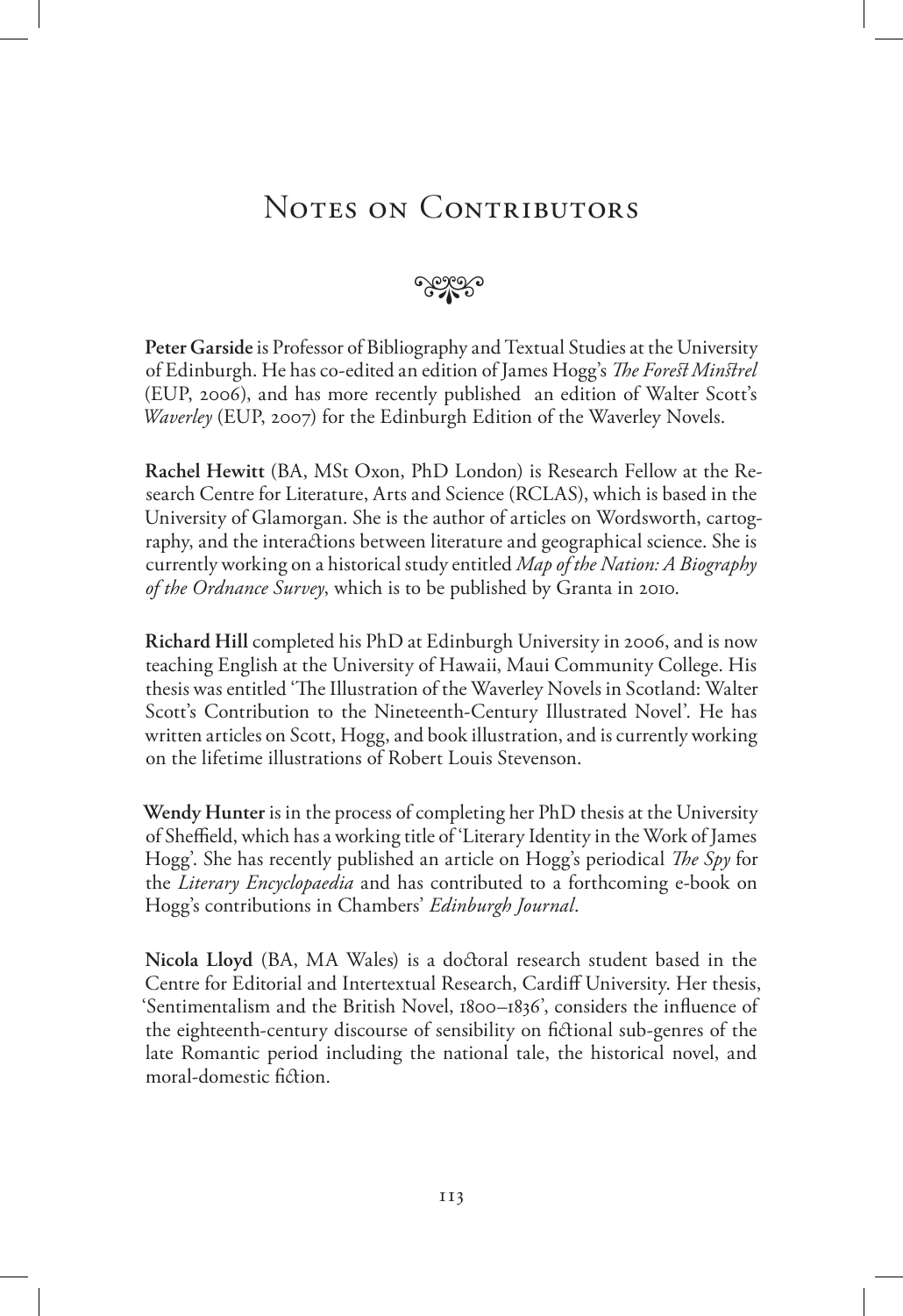# Notes on Contributors

**Peter Garside** is Professor of Bibliography and Textual Studies at the University of Edinburgh. He has co-edited an edition of James Hogg's *The Forest Minstrel* (EUP, 2006), and has more recently published an edition of Walter Scott's *Waverley* (EUP, 2007) for the Edinburgh Edition of the Waverley Novels.

**Rachel Hewitt** (BA, MSt Oxon, PhD London) is Research Fellow at the Research Centre for Literature, Arts and Science (RCLAS), which is based in the University of Glamorgan. She is the author of articles on Wordsworth, cartography, and the interactions between literature and geographical science. She is currently working on a historical study entitled *Map of the Nation: A Biography of the Ordnance Survey*, which is to be published by Granta in 2010.

**Richard Hill** completed his PhD at Edinburgh University in 2006, and is now teaching English at the University of Hawaii, Maui Community College. His thesis was entitled 'The Illustration of the Waverley Novels in Scotland: Walter Scott's Contribution to the Nineteenth-Century Illustrated Novel'. He has written articles on Scott, Hogg, and book illustration, and is currently working on the lifetime illustrations of Robert Louis Stevenson.

**Wendy Hunter** is in the process of completing her PhD thesis at the University of Sheffield, which has a working title of 'Literary Identity in the Work of James Hogg'. She has recently published an article on Hogg's periodical *The Spy* for the *Literary Encyclopaedia* and has contributed to a forthcoming e-book on Hogg's contributions in Chambers' *Edinburgh Journal*.

**Nicola Lloyd** (BA, MA Wales) is a doctoral research student based in the Centre for Editorial and Intertextual Research, Cardiff University. Her thesis, 'Sentimentalism and the British Novel, 1800–1836', considers the influence of the eighteenth-century discourse of sensibility on fictional sub-genres of the late Romantic period including the national tale, the historical novel, and moral-domestic fiction.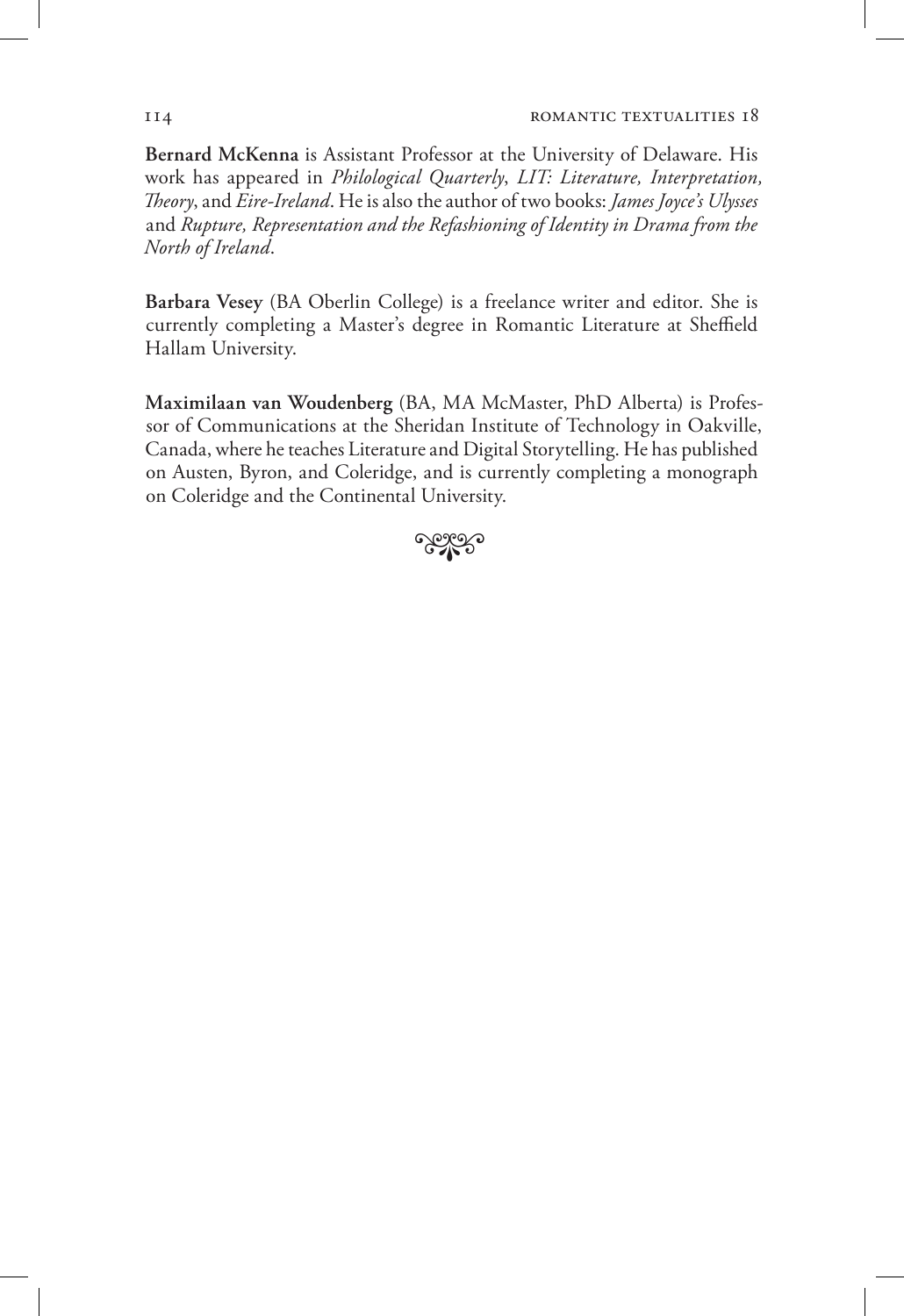**Bernard McKenna** is Assistant Professor at the University of Delaware. His work has appeared in *Philological Quarterly*, *LIT: Literature, Interpretation, Theory*, and *Eire-Ireland*. He is also the author of two books: *James Joyce's Ulysses* and *Rupture, Representation and the Refashioning of Identity in Drama from the North of Ireland*.

**Barbara Vesey** (BA Oberlin College) is a freelance writer and editor. She is currently completing a Master's degree in Romantic Literature at Sheffield Hallam University.

**Maximilaan van Woudenberg** (BA, MA McMaster, PhD Alberta) is Professor of Communications at the Sheridan Institute of Technology in Oakville, Canada, where he teaches Literature and Digital Storytelling. He has published on Austen, Byron, and Coleridge, and is currently completing a monograph on Coleridge and the Continental University.